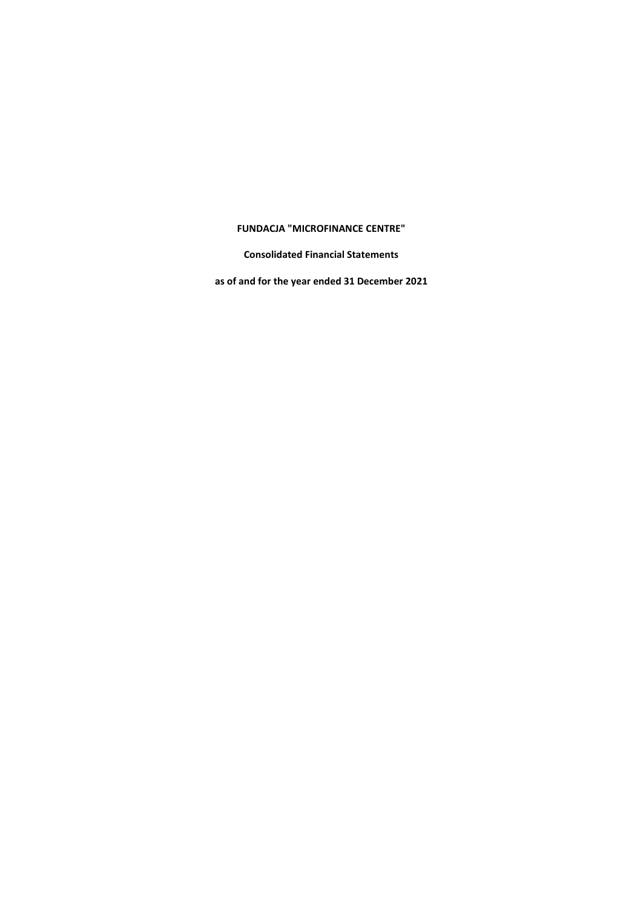**FUNDACJA "MICROFINANCE CENTRE"**

**Consolidated Financial Statements**

**as of and for the year ended 31 December 2021**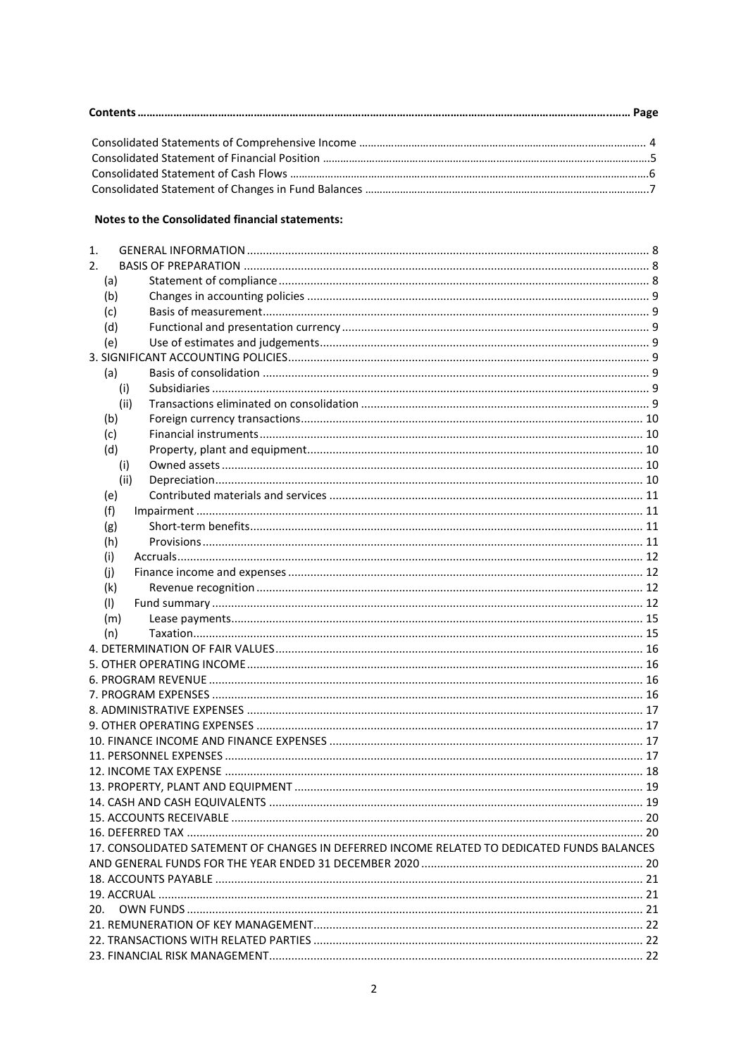**Contents ............................................................................................................................................................ Page**

Consolidated Statements of Comprehensive Income .................................................................................................. 4
Consolidated Statement of Financial Position ............................................................................................................5
Consolidated Statement of Cash Flows ......................................................................................................................6
Consolidated Statement of Changes in Fund Balances ...............................................................................................7

**Notes to the Consolidated financial statements:**

1. GENERAL INFORMATION ............................................................................................................ 8
2. BASIS OF PREPARATION ............................................................................................................. 8
   - (a) Statement of compliance ...................................................................................................... 8
   - (b) Changes in accounting policies ............................................................................................. 9
   - (c) Basis of measurement ........................................................................................................... 9
   - (d) Functional and presentation currency .................................................................................. 9
   - (e) Use of estimates and judgements ......................................................................................... 9

3. SIGNIFICANT ACCOUNTING POLICIES ............................................................................................. 9
   - (a) Basis of consolidation ........................................................................................................... 9
     - (i) Subsidiaries ...................................................................................................................... 9
     - (ii) Transactions eliminated on consolidation ....................................................................... 9
   - (b) Foreign currency transactions ............................................................................................ 10
   - (c) Financial instruments ......................................................................................................... 10
   - (d) Property, plant and equipment ........................................................................................... 10
     - (i) Owned assets ................................................................................................................. 10
     - (ii) Depreciation .................................................................................................................. 10
   - (e) Contributed materials and services .................................................................................... 11
   - (f) Impairment ......................................................................................................................... 11
   - (g) Short-term benefits ............................................................................................................ 11
   - (h) Provisions ........................................................................................................................... 11
   - (i) Accruals .............................................................................................................................. 12
   - (j) Finance income and expenses ............................................................................................ 12
   - (k) Revenue recognition .......................................................................................................... 12
   - (l) Fund summary ..................................................................................................................... 12
   - (m) Lease payments .................................................................................................................. 15
   - (n) Taxation .............................................................................................................................. 15

4. DETERMINATION OF FAIR VALUES ................................................................................................ 16
5. OTHER OPERATING INCOME ......................................................................................................... 16
6. PROGRAM REVENUE ..................................................................................................................... 16
7. PROGRAM EXPENSES .................................................................................................................... 16
8. ADMINISTRATIVE EXPENSES ......................................................................................................... 17
9. OTHER OPERATING EXPENSES ....................................................................................................... 17
10. FINANCE INCOME AND FINANCE EXPENSES ............................................................................... 17
11. PERSONNEL EXPENSES ................................................................................................................ 17
12. INCOME TAX EXPENSE ................................................................................................................ 18
13. PROPERTY, PLANT AND EQUIPMENT ........................................................................................... 19
14. CASH AND CASH EQUIVALENTS ................................................................................................... 19
15. ACCOUNTS RECEIVABLE .............................................................................................................. 20
16. DEFERRED TAX ............................................................................................................................. 20
17. CONSOLIDATED SATEMENT OF CHANGES IN DEFERRED INCOME RELATED TO DEDICATED FUNDS BALANCES AND GENERAL FUNDS FOR THE YEAR ENDED 31 DECEMBER 2020 ...................................................................... 20
18. ACCOUNTS PAYABLE .................................................................................................................... 21
19. ACCRUAL ...................................................................................................................................... 21
20. OWN FUNDS ................................................................................................................................. 21
21. REMUNERATION OF KEY MANAGEMENT ..................................................................................... 22
22. TRANSACTIONS WITH RELATED PARTIES ..................................................................................... 22
23. FINANCIAL RISK MANAGEMENT ................................................................................................... 22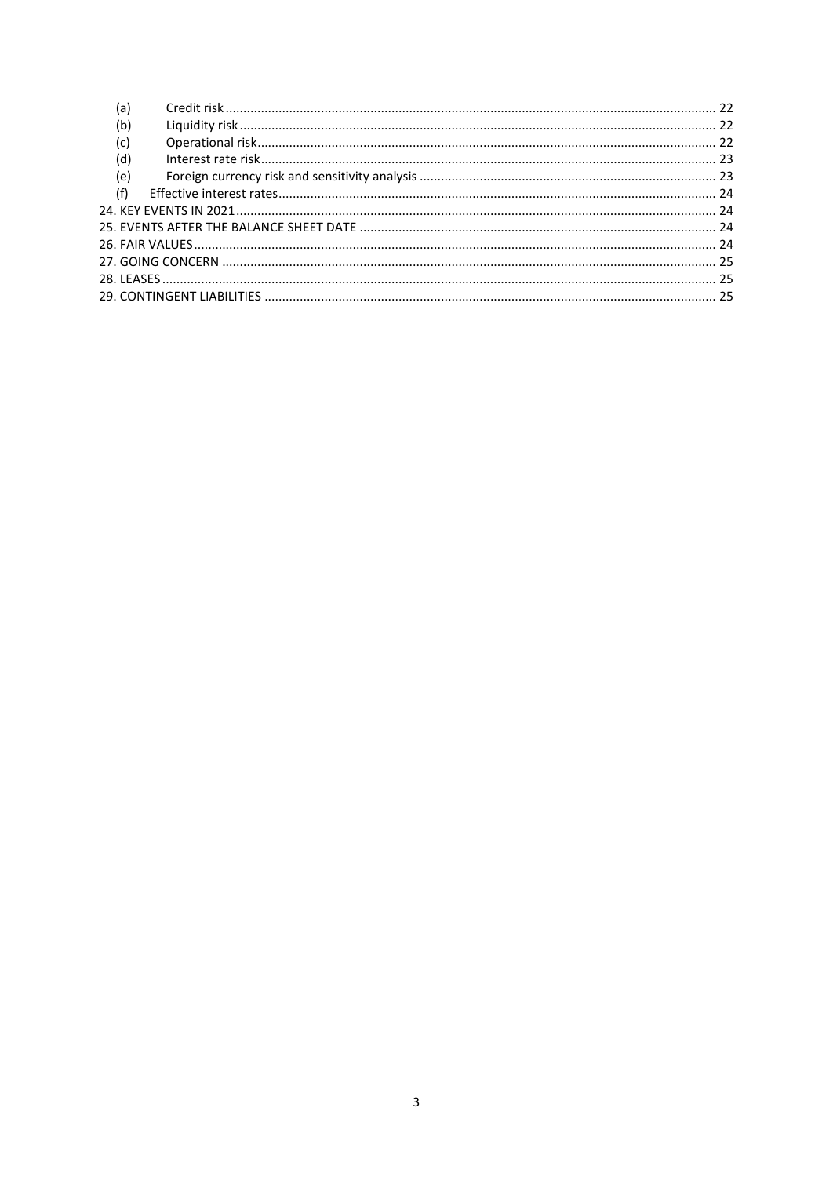(a) Credit risk ........................................................................................................................................ 22
(b) Liquidity risk ..................................................................................................................................... 22
(c) Operational risk................................................................................................................................ 22
(d) Interest rate risk................................................................................................................................ 23
(e) Foreign currency risk and sensitivity analysis ................................................................................... 23
(f) Effective interest rates........................................................................................................................... 24

24. KEY EVENTS IN 2021........................................................................................................................ 24
25. EVENTS AFTER THE BALANCE SHEET DATE ..................................................................................... 24
26. FAIR VALUES.................................................................................................................................... 24
27. GOING CONCERN ........................................................................................................................... 25
28. LEASES............................................................................................................................................. 25
29. CONTINGENT LIABILITIES ............................................................................................................... 25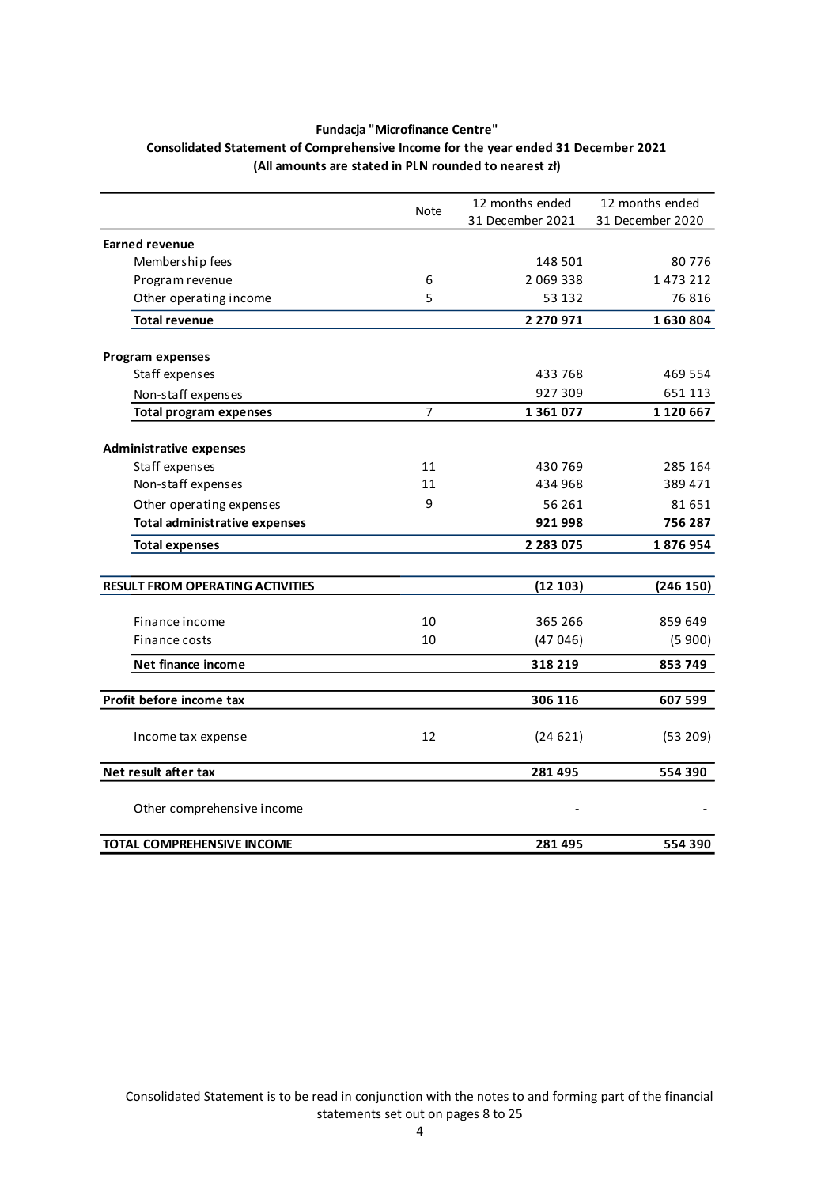**Fundacja "Microfinance Centre"**

**Consolidated Statement of Comprehensive Income for the year ended 31 December 2021**

**(All amounts are stated in PLN rounded to nearest zł)**

| | Note | 12 months ended 31 December 2021 | 12 months ended 31 December 2020 |
|---|---|---|---|
| **Earned revenue** | | | |
| Membership fees | | 148 501 | 80 776 |
| Program revenue | 6 | 2 069 338 | 1 473 212 |
| Other operating income | 5 | 53 132 | 76 816 |
| **Total revenue** | | **2 270 971** | **1 630 804** |
| **Program expenses** | | | |
| Staff expenses | | 433 768 | 469 554 |
| Non-staff expenses | | 927 309 | 651 113 |
| **Total program expenses** | 7 | **1 361 077** | **1 120 667** |
| **Administrative expenses** | | | |
| Staff expenses | 11 | 430 769 | 285 164 |
| Non-staff expenses | 11 | 434 968 | 389 471 |
| Other operating expenses | 9 | 56 261 | 81 651 |
| **Total administrative expenses** | | **921 998** | **756 287** |
| **Total expenses** | | **2 283 075** | **1 876 954** |
| **RESULT FROM OPERATING ACTIVITIES** | | **(12 103)** | **(246 150)** |
| Finance income | 10 | 365 266 | 859 649 |
| Finance costs | 10 | (47 046) | (5 900) |
| **Net finance income** | | **318 219** | **853 749** |
| **Profit before income tax** | | **306 116** | **607 599** |
| Income tax expense | 12 | (24 621) | (53 209) |
| **Net result after tax** | | **281 495** | **554 390** |
| Other comprehensive income | | - | - |
| **TOTAL COMPREHENSIVE INCOME** | | **281 495** | **554 390** |

Consolidated Statement is to be read in conjunction with the notes to and forming part of the financial statements set out on pages 8 to 25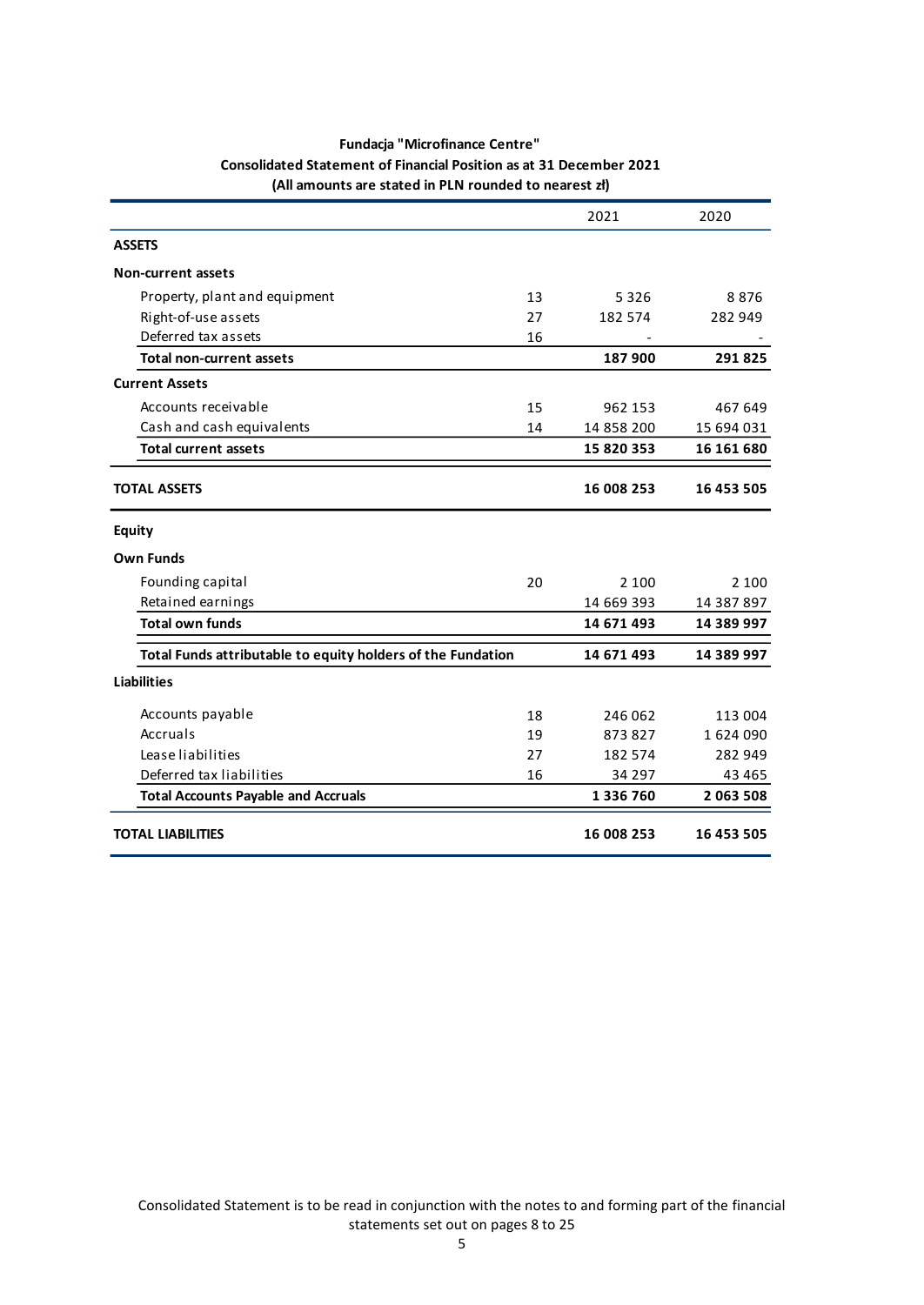**Fundacja "Microfinance Centre"**

**Consolidated Statement of Financial Position as at 31 December 2021**

**(All amounts are stated in PLN rounded to nearest zł)**

| | | 2021 | 2020 |
|---|---|---|---|
| **ASSETS** | | | |
| **Non-current assets** | | | |
| Property, plant and equipment | 13 | 5 326 | 8 876 |
| Right-of-use assets | 27 | 182 574 | 282 949 |
| Deferred tax assets | 16 | - | - |
| **Total non-current assets** | | **187 900** | **291 825** |
| **Current Assets** | | | |
| Accounts receivable | 15 | 962 153 | 467 649 |
| Cash and cash equivalents | 14 | 14 858 200 | 15 694 031 |
| **Total current assets** | | **15 820 353** | **16 161 680** |
| **TOTAL ASSETS** | | **16 008 253** | **16 453 505** |
| **Equity** | | | |
| **Own Funds** | | | |
| Founding capital | 20 | 2 100 | 2 100 |
| Retained earnings | | 14 669 393 | 14 387 897 |
| **Total own funds** | | **14 671 493** | **14 389 997** |
| **Total Funds attributable to equity holders of the Fundation** | | **14 671 493** | **14 389 997** |
| **Liabilities** | | | |
| Accounts payable | 18 | 246 062 | 113 004 |
| Accruals | 19 | 873 827 | 1 624 090 |
| Lease liabilities | 27 | 182 574 | 282 949 |
| Deferred tax liabilities | 16 | 34 297 | 43 465 |
| **Total Accounts Payable and Accruals** | | **1 336 760** | **2 063 508** |
| **TOTAL LIABILITIES** | | **16 008 253** | **16 453 505** |

Consolidated Statement is to be read in conjunction with the notes to and forming part of the financial statements set out on pages 8 to 25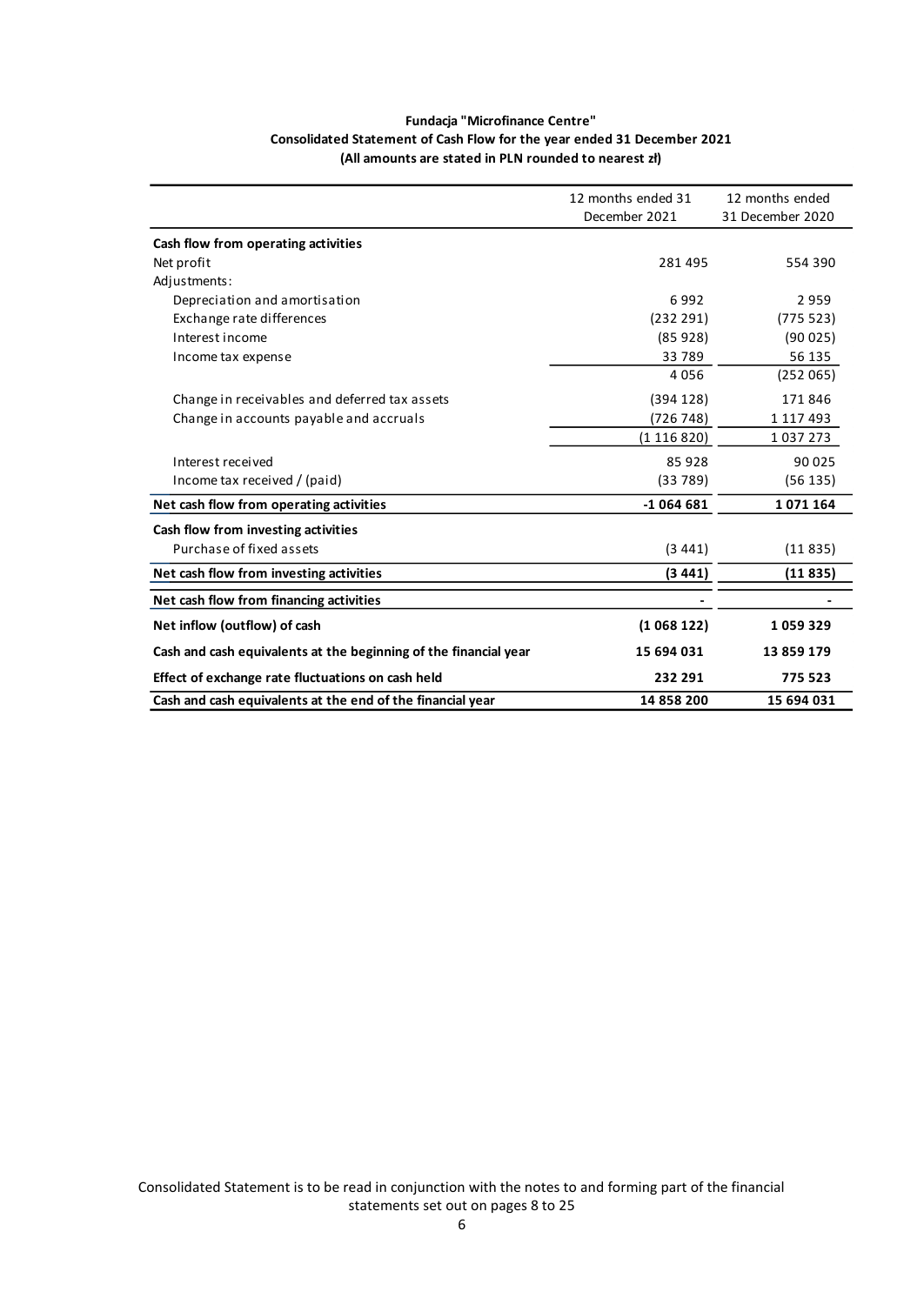**Fundacja "Microfinance Centre"**
**Consolidated Statement of Cash Flow for the year ended 31 December 2021**
**(All amounts are stated in PLN rounded to nearest zł)**

| | 12 months ended 31 December 2021 | 12 months ended 31 December 2020 |
|---|---|---|
| **Cash flow from operating activities** | | |
| Net profit | 281 495 | 554 390 |
| Adjustments: | | |
| Depreciation and amortisation | 6 992 | 2 959 |
| Exchange rate differences | (232 291) | (775 523) |
| Interest income | (85 928) | (90 025) |
| Income tax expense | 33 789 | 56 135 |
| | 4 056 | (252 065) |
| Change in receivables and deferred tax assets | (394 128) | 171 846 |
| Change in accounts payable and accruals | (726 748) | 1 117 493 |
| | (1 116 820) | 1 037 273 |
| Interest received | 85 928 | 90 025 |
| Income tax received / (paid) | (33 789) | (56 135) |
| **Net cash flow from operating activities** | **-1 064 681** | **1 071 164** |
| **Cash flow from investing activities** | | |
| Purchase of fixed assets | (3 441) | (11 835) |
| **Net cash flow from investing activities** | **(3 441)** | **(11 835)** |
| **Net cash flow from financing activities** | **-** | **-** |
| **Net inflow (outflow) of cash** | **(1 068 122)** | **1 059 329** |
| **Cash and cash equivalents at the beginning of the financial year** | **15 694 031** | **13 859 179** |
| **Effect of exchange rate fluctuations on cash held** | **232 291** | **775 523** |
| **Cash and cash equivalents at the end of the financial year** | **14 858 200** | **15 694 031** |

Consolidated Statement is to be read in conjunction with the notes to and forming part of the financial statements set out on pages 8 to 25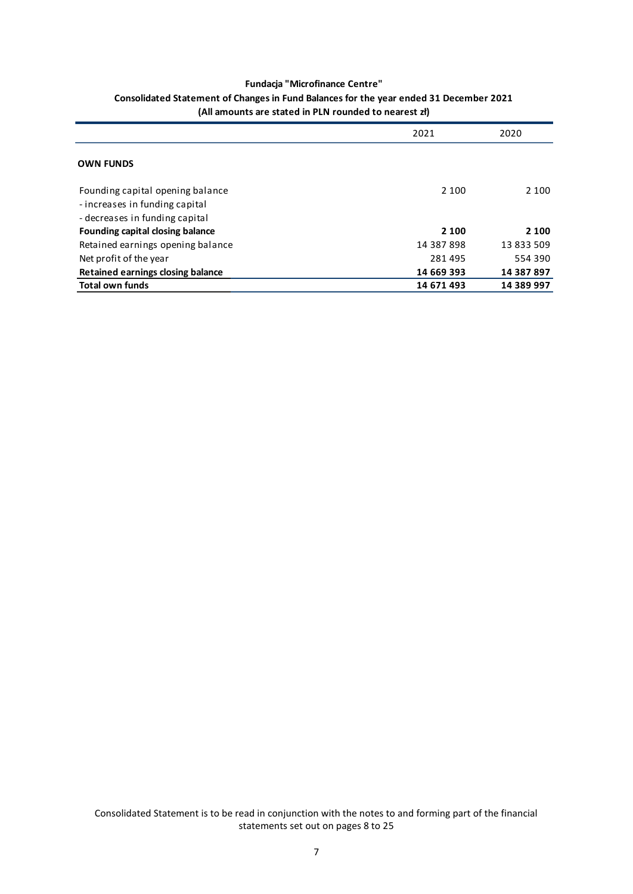**Fundacja "Microfinance Centre"**

**Consolidated Statement of Changes in Fund Balances for the year ended 31 December 2021**

**(All amounts are stated in PLN rounded to nearest zł)**

| | 2021 | 2020 |
|---|---|---|
| **OWN FUNDS** | | |
| Founding capital opening balance | 2 100 | 2 100 |
| - increases in funding capital | | |
| - decreases in funding capital | | |
| **Founding capital closing balance** | **2 100** | **2 100** |
| Retained earnings opening balance | 14 387 898 | 13 833 509 |
| Net profit of the year | 281 495 | 554 390 |
| **Retained earnings closing balance** | **14 669 393** | **14 387 897** |
| **Total own funds** | **14 671 493** | **14 389 997** |

Consolidated Statement is to be read in conjunction with the notes to and forming part of the financial statements set out on pages 8 to 25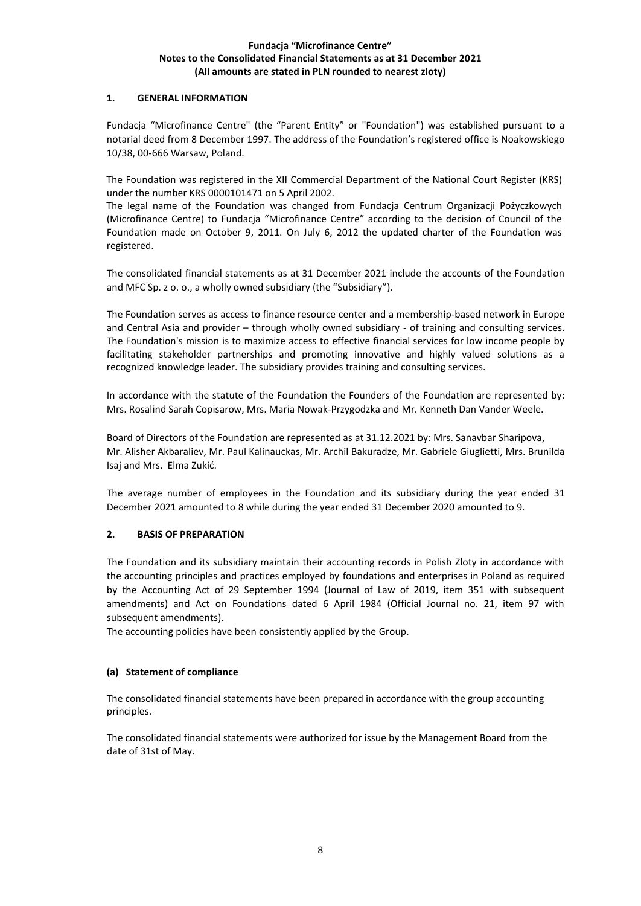## 1. GENERAL INFORMATION

Fundacja "Microfinance Centre" (the "Parent Entity" or "Foundation") was established pursuant to a notarial deed from 8 December 1997. The address of the Foundation's registered office is Noakowskiego 10/38, 00-666 Warsaw, Poland.

The Foundation was registered in the XII Commercial Department of the National Court Register (KRS) under the number KRS 0000101471 on 5 April 2002.
The legal name of the Foundation was changed from Fundacja Centrum Organizacji Pożyczkowych (Microfinance Centre) to Fundacja "Microfinance Centre" according to the decision of Council of the Foundation made on October 9, 2011. On July 6, 2012 the updated charter of the Foundation was registered.

The consolidated financial statements as at 31 December 2021 include the accounts of the Foundation and MFC Sp. z o. o., a wholly owned subsidiary (the "Subsidiary").

The Foundation serves as access to finance resource center and a membership-based network in Europe and Central Asia and provider – through wholly owned subsidiary - of training and consulting services. The Foundation's mission is to maximize access to effective financial services for low income people by facilitating stakeholder partnerships and promoting innovative and highly valued solutions as a recognized knowledge leader. The subsidiary provides training and consulting services.

In accordance with the statute of the Foundation the Founders of the Foundation are represented by: Mrs. Rosalind Sarah Copisarow, Mrs. Maria Nowak-Przygodzka and Mr. Kenneth Dan Vander Weele.

Board of Directors of the Foundation are represented as at 31.12.2021 by: Mrs. Sanavbar Sharipova, Mr. Alisher Akbaraliev, Mr. Paul Kalinauckas, Mr. Archil Bakuradze, Mr. Gabriele Giuglietti, Mrs. Brunilda Isaj and Mrs. Elma Zukić.

The average number of employees in the Foundation and its subsidiary during the year ended 31 December 2021 amounted to 8 while during the year ended 31 December 2020 amounted to 9.

## 2. BASIS OF PREPARATION

The Foundation and its subsidiary maintain their accounting records in Polish Zloty in accordance with the accounting principles and practices employed by foundations and enterprises in Poland as required by the Accounting Act of 29 September 1994 (Journal of Law of 2019, item 351 with subsequent amendments) and Act on Foundations dated 6 April 1984 (Official Journal no. 21, item 97 with subsequent amendments).
The accounting policies have been consistently applied by the Group.

### (a) Statement of compliance

The consolidated financial statements have been prepared in accordance with the group accounting principles.

The consolidated financial statements were authorized for issue by the Management Board from the date of 31st of May.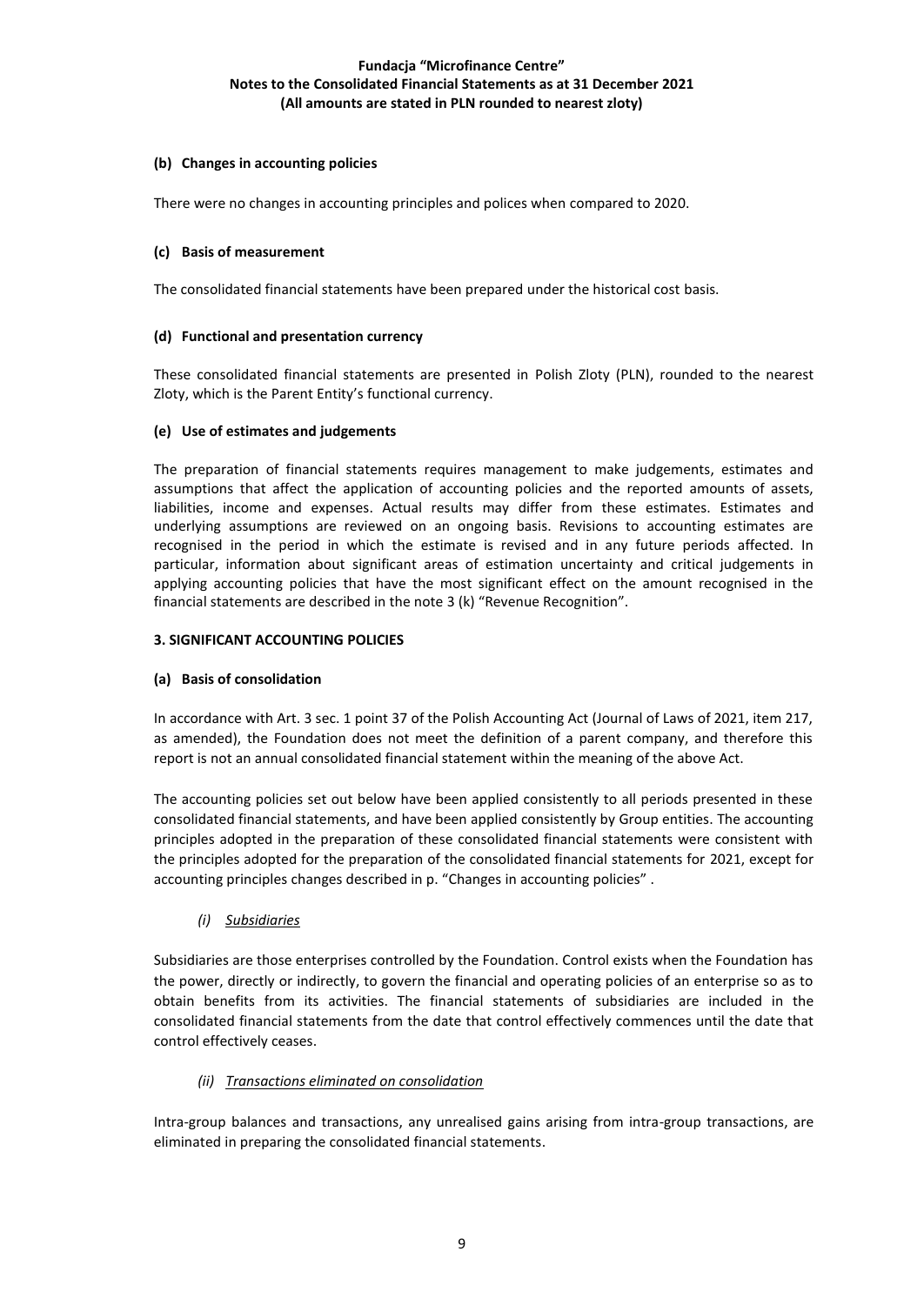### (b) Changes in accounting policies

There were no changes in accounting principles and polices when compared to 2020.

### (c) Basis of measurement

The consolidated financial statements have been prepared under the historical cost basis.

### (d) Functional and presentation currency

These consolidated financial statements are presented in Polish Zloty (PLN), rounded to the nearest Zloty, which is the Parent Entity's functional currency.

### (e) Use of estimates and judgements

The preparation of financial statements requires management to make judgements, estimates and assumptions that affect the application of accounting policies and the reported amounts of assets, liabilities, income and expenses. Actual results may differ from these estimates. Estimates and underlying assumptions are reviewed on an ongoing basis. Revisions to accounting estimates are recognised in the period in which the estimate is revised and in any future periods affected. In particular, information about significant areas of estimation uncertainty and critical judgements in applying accounting policies that have the most significant effect on the amount recognised in the financial statements are described in the note 3 (k) "Revenue Recognition".

## 3. SIGNIFICANT ACCOUNTING POLICIES

### (a) Basis of consolidation

In accordance with Art. 3 sec. 1 point 37 of the Polish Accounting Act (Journal of Laws of 2021, item 217, as amended), the Foundation does not meet the definition of a parent company, and therefore this report is not an annual consolidated financial statement within the meaning of the above Act.

The accounting policies set out below have been applied consistently to all periods presented in these consolidated financial statements, and have been applied consistently by Group entities. The accounting principles adopted in the preparation of these consolidated financial statements were consistent with the principles adopted for the preparation of the consolidated financial statements for 2021, except for accounting principles changes described in p. "Changes in accounting policies" .

#### *(i) Subsidiaries*

Subsidiaries are those enterprises controlled by the Foundation. Control exists when the Foundation has the power, directly or indirectly, to govern the financial and operating policies of an enterprise so as to obtain benefits from its activities. The financial statements of subsidiaries are included in the consolidated financial statements from the date that control effectively commences until the date that control effectively ceases.

#### *(ii) Transactions eliminated on consolidation*

Intra-group balances and transactions, any unrealised gains arising from intra-group transactions, are eliminated in preparing the consolidated financial statements.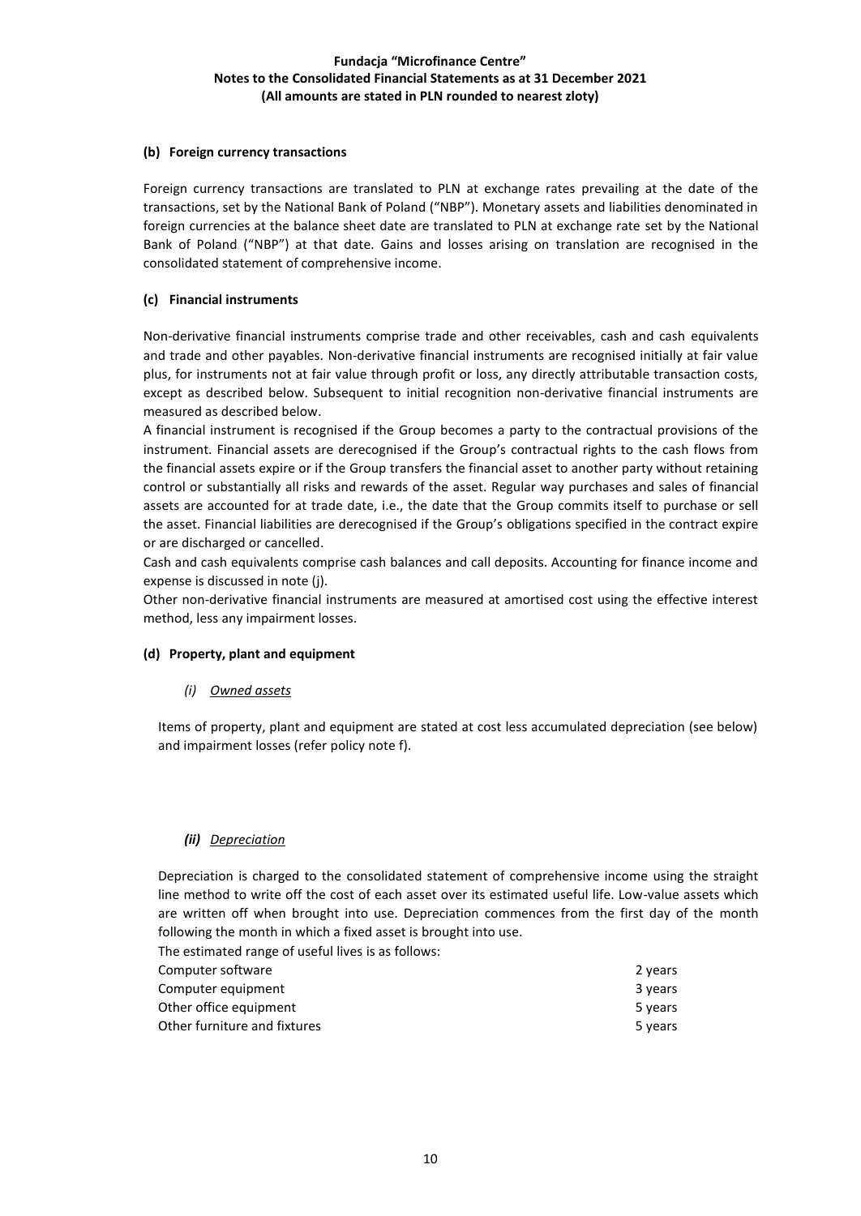**(b) Foreign currency transactions**

Foreign currency transactions are translated to PLN at exchange rates prevailing at the date of the transactions, set by the National Bank of Poland ("NBP"). Monetary assets and liabilities denominated in foreign currencies at the balance sheet date are translated to PLN at exchange rate set by the National Bank of Poland ("NBP") at that date. Gains and losses arising on translation are recognised in the consolidated statement of comprehensive income.

**(c) Financial instruments**

Non-derivative financial instruments comprise trade and other receivables, cash and cash equivalents and trade and other payables. Non-derivative financial instruments are recognised initially at fair value plus, for instruments not at fair value through profit or loss, any directly attributable transaction costs, except as described below. Subsequent to initial recognition non-derivative financial instruments are measured as described below.

A financial instrument is recognised if the Group becomes a party to the contractual provisions of the instrument. Financial assets are derecognised if the Group's contractual rights to the cash flows from the financial assets expire or if the Group transfers the financial asset to another party without retaining control or substantially all risks and rewards of the asset. Regular way purchases and sales of financial assets are accounted for at trade date, i.e., the date that the Group commits itself to purchase or sell the asset. Financial liabilities are derecognised if the Group's obligations specified in the contract expire or are discharged or cancelled.

Cash and cash equivalents comprise cash balances and call deposits. Accounting for finance income and expense is discussed in note (j).

Other non-derivative financial instruments are measured at amortised cost using the effective interest method, less any impairment losses.

**(d) Property, plant and equipment**

*(i) Owned assets*

Items of property, plant and equipment are stated at cost less accumulated depreciation (see below) and impairment losses (refer policy note f).

***(ii) Depreciation***

Depreciation is charged to the consolidated statement of comprehensive income using the straight line method to write off the cost of each asset over its estimated useful life. Low-value assets which are written off when brought into use. Depreciation commences from the first day of the month following the month in which a fixed asset is brought into use.

The estimated range of useful lives is as follows:

| | |
|---|---|
| Computer software | 2 years |
| Computer equipment | 3 years |
| Other office equipment | 5 years |
| Other furniture and fixtures | 5 years |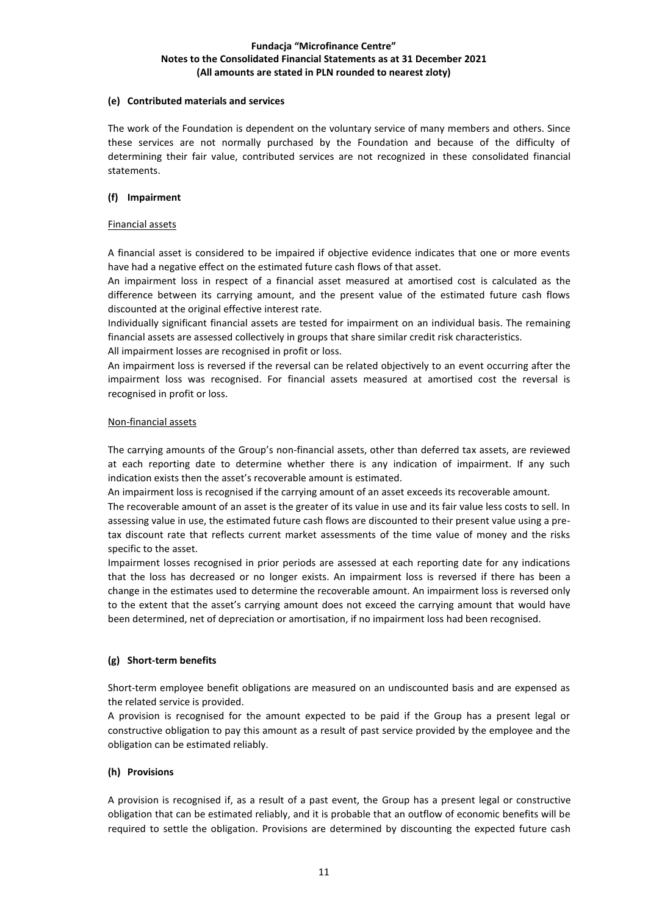### (e) Contributed materials and services

The work of the Foundation is dependent on the voluntary service of many members and others. Since these services are not normally purchased by the Foundation and because of the difficulty of determining their fair value, contributed services are not recognized in these consolidated financial statements.

### (f) Impairment

Financial assets

A financial asset is considered to be impaired if objective evidence indicates that one or more events have had a negative effect on the estimated future cash flows of that asset.

An impairment loss in respect of a financial asset measured at amortised cost is calculated as the difference between its carrying amount, and the present value of the estimated future cash flows discounted at the original effective interest rate.

Individually significant financial assets are tested for impairment on an individual basis. The remaining financial assets are assessed collectively in groups that share similar credit risk characteristics.

All impairment losses are recognised in profit or loss.

An impairment loss is reversed if the reversal can be related objectively to an event occurring after the impairment loss was recognised. For financial assets measured at amortised cost the reversal is recognised in profit or loss.

Non-financial assets

The carrying amounts of the Group's non-financial assets, other than deferred tax assets, are reviewed at each reporting date to determine whether there is any indication of impairment. If any such indication exists then the asset's recoverable amount is estimated.

An impairment loss is recognised if the carrying amount of an asset exceeds its recoverable amount.

The recoverable amount of an asset is the greater of its value in use and its fair value less costs to sell. In assessing value in use, the estimated future cash flows are discounted to their present value using a pre-tax discount rate that reflects current market assessments of the time value of money and the risks specific to the asset.

Impairment losses recognised in prior periods are assessed at each reporting date for any indications that the loss has decreased or no longer exists. An impairment loss is reversed if there has been a change in the estimates used to determine the recoverable amount. An impairment loss is reversed only to the extent that the asset's carrying amount does not exceed the carrying amount that would have been determined, net of depreciation or amortisation, if no impairment loss had been recognised.

### (g) Short-term benefits

Short-term employee benefit obligations are measured on an undiscounted basis and are expensed as the related service is provided.

A provision is recognised for the amount expected to be paid if the Group has a present legal or constructive obligation to pay this amount as a result of past service provided by the employee and the obligation can be estimated reliably.

### (h) Provisions

A provision is recognised if, as a result of a past event, the Group has a present legal or constructive obligation that can be estimated reliably, and it is probable that an outflow of economic benefits will be required to settle the obligation. Provisions are determined by discounting the expected future cash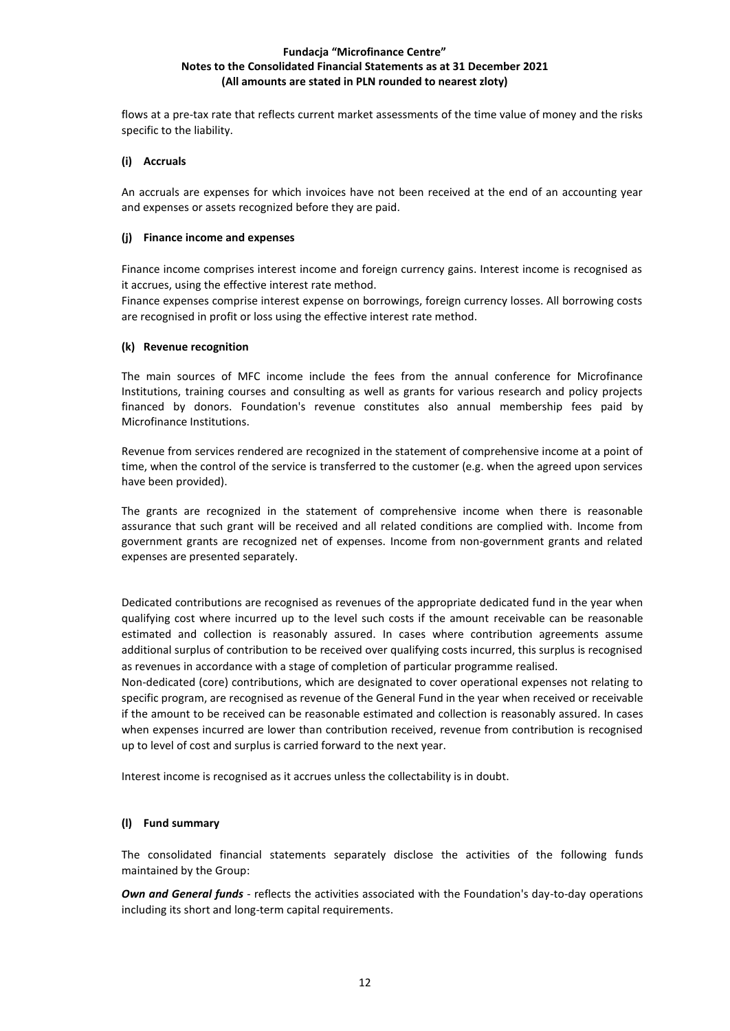flows at a pre-tax rate that reflects current market assessments of the time value of money and the risks specific to the liability.

### (i) Accruals

An accruals are expenses for which invoices have not been received at the end of an accounting year and expenses or assets recognized before they are paid.

### (j) Finance income and expenses

Finance income comprises interest income and foreign currency gains. Interest income is recognised as it accrues, using the effective interest rate method.

Finance expenses comprise interest expense on borrowings, foreign currency losses. All borrowing costs are recognised in profit or loss using the effective interest rate method.

### (k) Revenue recognition

The main sources of MFC income include the fees from the annual conference for Microfinance Institutions, training courses and consulting as well as grants for various research and policy projects financed by donors. Foundation's revenue constitutes also annual membership fees paid by Microfinance Institutions.

Revenue from services rendered are recognized in the statement of comprehensive income at a point of time, when the control of the service is transferred to the customer (e.g. when the agreed upon services have been provided).

The grants are recognized in the statement of comprehensive income when there is reasonable assurance that such grant will be received and all related conditions are complied with. Income from government grants are recognized net of expenses. Income from non-government grants and related expenses are presented separately.

Dedicated contributions are recognised as revenues of the appropriate dedicated fund in the year when qualifying cost where incurred up to the level such costs if the amount receivable can be reasonable estimated and collection is reasonably assured. In cases where contribution agreements assume additional surplus of contribution to be received over qualifying costs incurred, this surplus is recognised as revenues in accordance with a stage of completion of particular programme realised.

Non-dedicated (core) contributions, which are designated to cover operational expenses not relating to specific program, are recognised as revenue of the General Fund in the year when received or receivable if the amount to be received can be reasonable estimated and collection is reasonably assured. In cases when expenses incurred are lower than contribution received, revenue from contribution is recognised up to level of cost and surplus is carried forward to the next year.

Interest income is recognised as it accrues unless the collectability is in doubt.

### (l) Fund summary

The consolidated financial statements separately disclose the activities of the following funds maintained by the Group:

***Own and General funds*** - reflects the activities associated with the Foundation's day-to-day operations including its short and long-term capital requirements.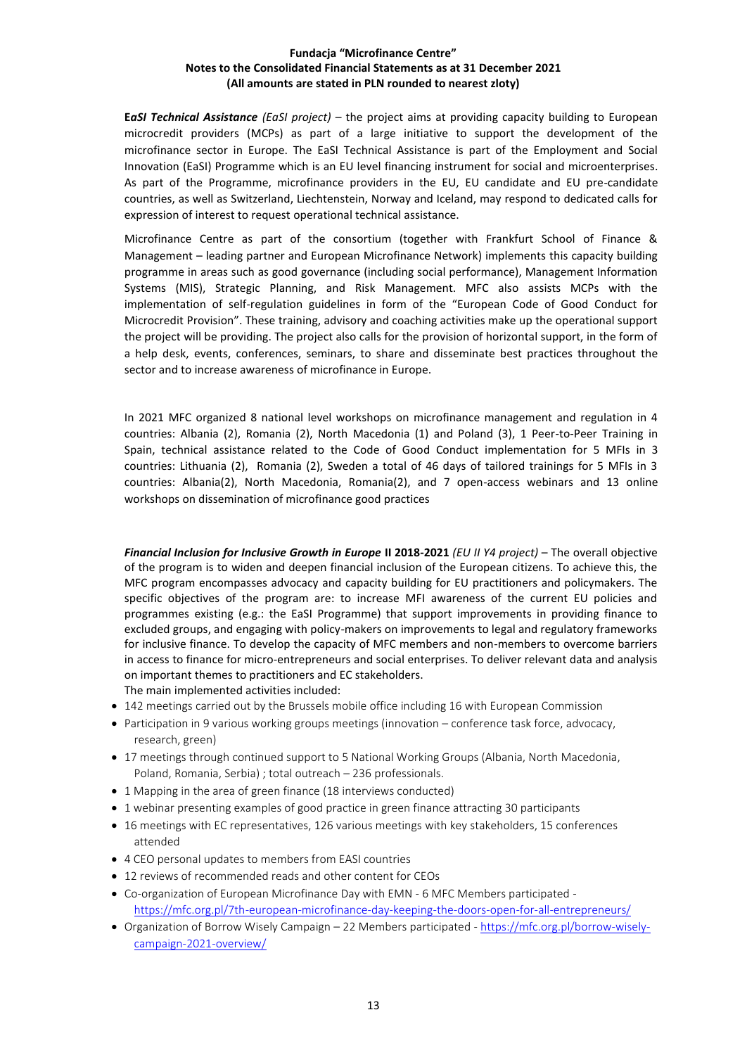**E*aSI Technical Assistance*** *(EaSI project)* – the project aims at providing capacity building to European microcredit providers (MCPs) as part of a large initiative to support the development of the microfinance sector in Europe. The EaSI Technical Assistance is part of the Employment and Social Innovation (EaSI) Programme which is an EU level financing instrument for social and microenterprises. As part of the Programme, microfinance providers in the EU, EU candidate and EU pre-candidate countries, as well as Switzerland, Liechtenstein, Norway and Iceland, may respond to dedicated calls for expression of interest to request operational technical assistance.

Microfinance Centre as part of the consortium (together with Frankfurt School of Finance & Management – leading partner and European Microfinance Network) implements this capacity building programme in areas such as good governance (including social performance), Management Information Systems (MIS), Strategic Planning, and Risk Management. MFC also assists MCPs with the implementation of self-regulation guidelines in form of the "European Code of Good Conduct for Microcredit Provision". These training, advisory and coaching activities make up the operational support the project will be providing. The project also calls for the provision of horizontal support, in the form of a help desk, events, conferences, seminars, to share and disseminate best practices throughout the sector and to increase awareness of microfinance in Europe.

In 2021 MFC organized 8 national level workshops on microfinance management and regulation in 4 countries: Albania (2), Romania (2), North Macedonia (1) and Poland (3), 1 Peer-to-Peer Training in Spain, technical assistance related to the Code of Good Conduct implementation for 5 MFIs in 3 countries: Lithuania (2), Romania (2), Sweden a total of 46 days of tailored trainings for 5 MFIs in 3 countries: Albania(2), North Macedonia, Romania(2), and 7 open-access webinars and 13 online workshops on dissemination of microfinance good practices

***Financial Inclusion for Inclusive Growth in Europe* II 2018-2021** *(EU II Y4 project)* – The overall objective of the program is to widen and deepen financial inclusion of the European citizens. To achieve this, the MFC program encompasses advocacy and capacity building for EU practitioners and policymakers. The specific objectives of the program are: to increase MFI awareness of the current EU policies and programmes existing (e.g.: the EaSI Programme) that support improvements in providing finance to excluded groups, and engaging with policy-makers on improvements to legal and regulatory frameworks for inclusive finance. To develop the capacity of MFC members and non-members to overcome barriers in access to finance for micro-entrepreneurs and social enterprises. To deliver relevant data and analysis on important themes to practitioners and EC stakeholders.
The main implemented activities included:

- 142 meetings carried out by the Brussels mobile office including 16 with European Commission
- Participation in 9 various working groups meetings (innovation – conference task force, advocacy, research, green)
- 17 meetings through continued support to 5 National Working Groups (Albania, North Macedonia, Poland, Romania, Serbia) ; total outreach – 236 professionals.
- 1 Mapping in the area of green finance (18 interviews conducted)
- 1 webinar presenting examples of good practice in green finance attracting 30 participants
- 16 meetings with EC representatives, 126 various meetings with key stakeholders, 15 conferences attended
- 4 CEO personal updates to members from EASI countries
- 12 reviews of recommended reads and other content for CEOs
- Co-organization of European Microfinance Day with EMN - 6 MFC Members participated - https://mfc.org.pl/7th-european-microfinance-day-keeping-the-doors-open-for-all-entrepreneurs/
- Organization of Borrow Wisely Campaign – 22 Members participated - https://mfc.org.pl/borrow-wisely-campaign-2021-overview/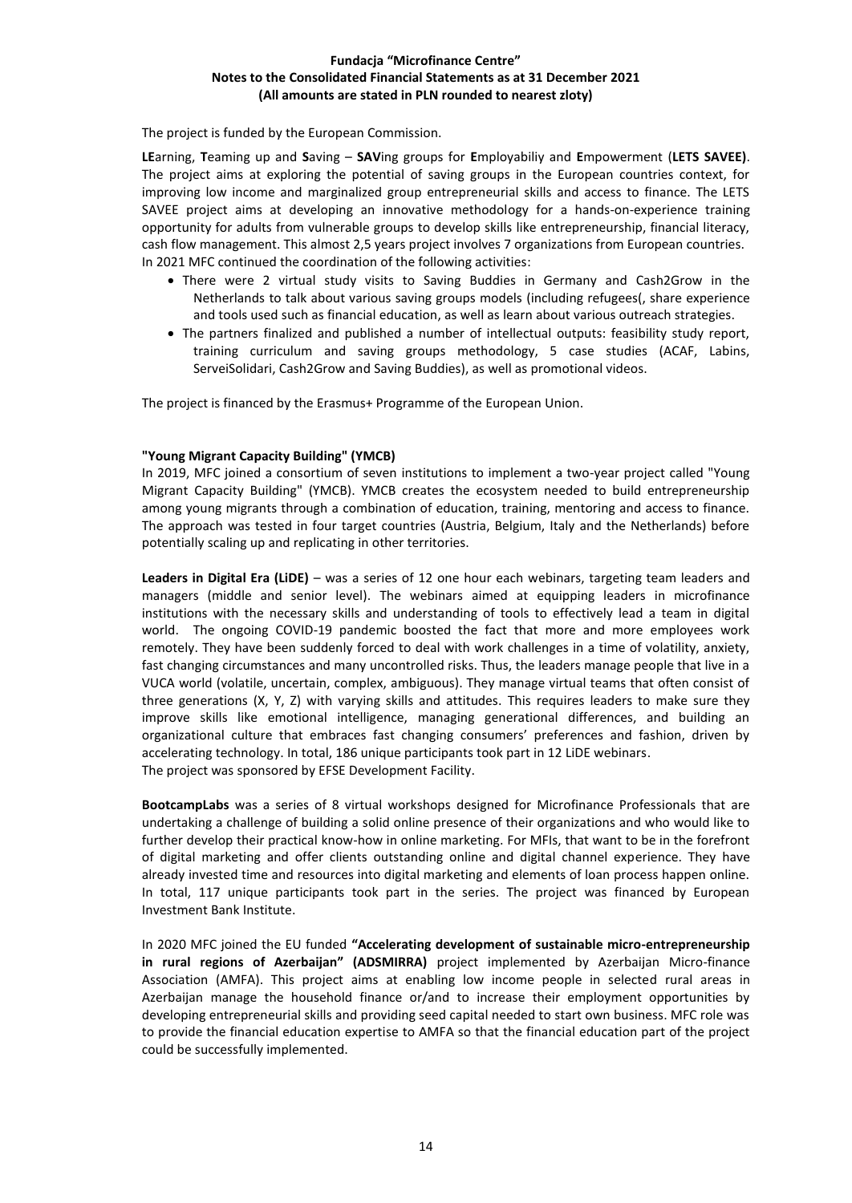The project is funded by the European Commission.

**LE**arning, **T**eaming up and **S**aving – **SAV**ing groups for **E**mployabiliy and **E**mpowerment (**LETS SAVEE)**. The project aims at exploring the potential of saving groups in the European countries context, for improving low income and marginalized group entrepreneurial skills and access to finance. The LETS SAVEE project aims at developing an innovative methodology for a hands-on-experience training opportunity for adults from vulnerable groups to develop skills like entrepreneurship, financial literacy, cash flow management. This almost 2,5 years project involves 7 organizations from European countries. In 2021 MFC continued the coordination of the following activities:

- There were 2 virtual study visits to Saving Buddies in Germany and Cash2Grow in the Netherlands to talk about various saving groups models (including refugees(, share experience and tools used such as financial education, as well as learn about various outreach strategies.
- The partners finalized and published a number of intellectual outputs: feasibility study report, training curriculum and saving groups methodology, 5 case studies (ACAF, Labins, ServeiSolidari, Cash2Grow and Saving Buddies), as well as promotional videos.

The project is financed by the Erasmus+ Programme of the European Union.

**"Young Migrant Capacity Building" (YMCB)**

In 2019, MFC joined a consortium of seven institutions to implement a two-year project called "Young Migrant Capacity Building" (YMCB). YMCB creates the ecosystem needed to build entrepreneurship among young migrants through a combination of education, training, mentoring and access to finance. The approach was tested in four target countries (Austria, Belgium, Italy and the Netherlands) before potentially scaling up and replicating in other territories.

**Leaders in Digital Era (LiDE)** – was a series of 12 one hour each webinars, targeting team leaders and managers (middle and senior level). The webinars aimed at equipping leaders in microfinance institutions with the necessary skills and understanding of tools to effectively lead a team in digital world. The ongoing COVID-19 pandemic boosted the fact that more and more employees work remotely. They have been suddenly forced to deal with work challenges in a time of volatility, anxiety, fast changing circumstances and many uncontrolled risks. Thus, the leaders manage people that live in a VUCA world (volatile, uncertain, complex, ambiguous). They manage virtual teams that often consist of three generations (X, Y, Z) with varying skills and attitudes. This requires leaders to make sure they improve skills like emotional intelligence, managing generational differences, and building an organizational culture that embraces fast changing consumers' preferences and fashion, driven by accelerating technology. In total, 186 unique participants took part in 12 LiDE webinars.
The project was sponsored by EFSE Development Facility.

**BootcampLabs** was a series of 8 virtual workshops designed for Microfinance Professionals that are undertaking a challenge of building a solid online presence of their organizations and who would like to further develop their practical know-how in online marketing. For MFIs, that want to be in the forefront of digital marketing and offer clients outstanding online and digital channel experience. They have already invested time and resources into digital marketing and elements of loan process happen online. In total, 117 unique participants took part in the series. The project was financed by European Investment Bank Institute.

In 2020 MFC joined the EU funded **"Accelerating development of sustainable micro-entrepreneurship in rural regions of Azerbaijan" (ADSMIRRA)** project implemented by Azerbaijan Micro-finance Association (AMFA). This project aims at enabling low income people in selected rural areas in Azerbaijan manage the household finance or/and to increase their employment opportunities by developing entrepreneurial skills and providing seed capital needed to start own business. MFC role was to provide the financial education expertise to AMFA so that the financial education part of the project could be successfully implemented.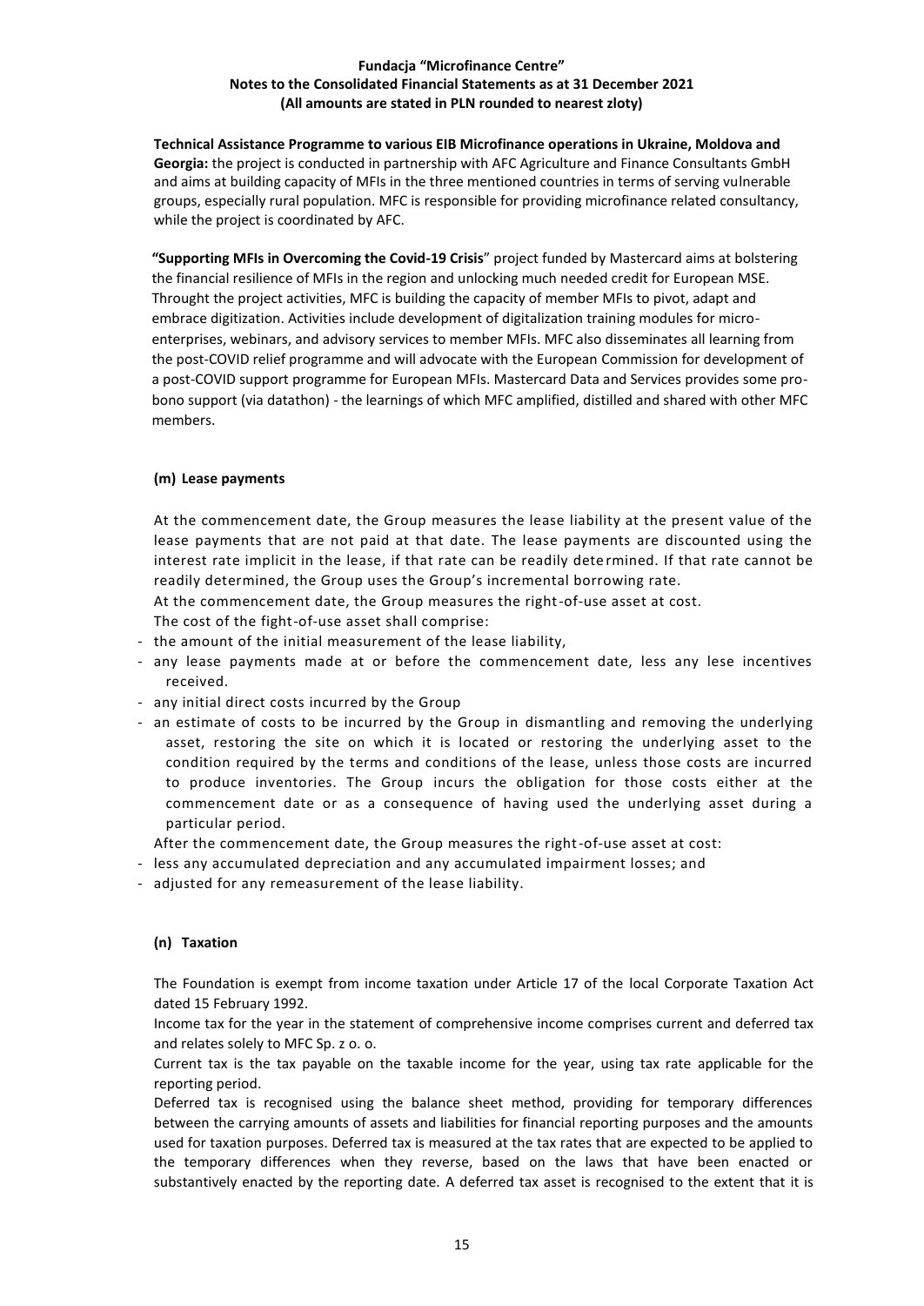**Technical Assistance Programme to various EIB Microfinance operations in Ukraine, Moldova and Georgia:** the project is conducted in partnership with AFC Agriculture and Finance Consultants GmbH and aims at building capacity of MFIs in the three mentioned countries in terms of serving vulnerable groups, especially rural population. MFC is responsible for providing microfinance related consultancy, while the project is coordinated by AFC.

**"Supporting MFIs in Overcoming the Covid-19 Crisis"** project funded by Mastercard aims at bolstering the financial resilience of MFIs in the region and unlocking much needed credit for European MSE. Throught the project activities, MFC is building the capacity of member MFIs to pivot, adapt and embrace digitization. Activities include development of digitalization training modules for micro-enterprises, webinars, and advisory services to member MFIs. MFC also disseminates all learning from the post-COVID relief programme and will advocate with the European Commission for development of a post-COVID support programme for European MFIs. Mastercard Data and Services provides some pro-bono support (via datathon) - the learnings of which MFC amplified, distilled and shared with other MFC members.

#### (m) Lease payments

At the commencement date, the Group measures the lease liability at the present value of the lease payments that are not paid at that date. The lease payments are discounted using the interest rate implicit in the lease, if that rate can be readily determined. If that rate cannot be readily determined, the Group uses the Group's incremental borrowing rate.

At the commencement date, the Group measures the right-of-use asset at cost.

The cost of the fight-of-use asset shall comprise:

- the amount of the initial measurement of the lease liability,
- any lease payments made at or before the commencement date, less any lese incentives received.
- any initial direct costs incurred by the Group
- an estimate of costs to be incurred by the Group in dismantling and removing the underlying asset, restoring the site on which it is located or restoring the underlying asset to the condition required by the terms and conditions of the lease, unless those costs are incurred to produce inventories. The Group incurs the obligation for those costs either at the commencement date or as a consequence of having used the underlying asset during a particular period.

After the commencement date, the Group measures the right-of-use asset at cost:

- less any accumulated depreciation and any accumulated impairment losses; and
- adjusted for any remeasurement of the lease liability.

#### (n) Taxation

The Foundation is exempt from income taxation under Article 17 of the local Corporate Taxation Act dated 15 February 1992.

Income tax for the year in the statement of comprehensive income comprises current and deferred tax and relates solely to MFC Sp. z o. o.

Current tax is the tax payable on the taxable income for the year, using tax rate applicable for the reporting period.

Deferred tax is recognised using the balance sheet method, providing for temporary differences between the carrying amounts of assets and liabilities for financial reporting purposes and the amounts used for taxation purposes. Deferred tax is measured at the tax rates that are expected to be applied to the temporary differences when they reverse, based on the laws that have been enacted or substantively enacted by the reporting date. A deferred tax asset is recognised to the extent that it is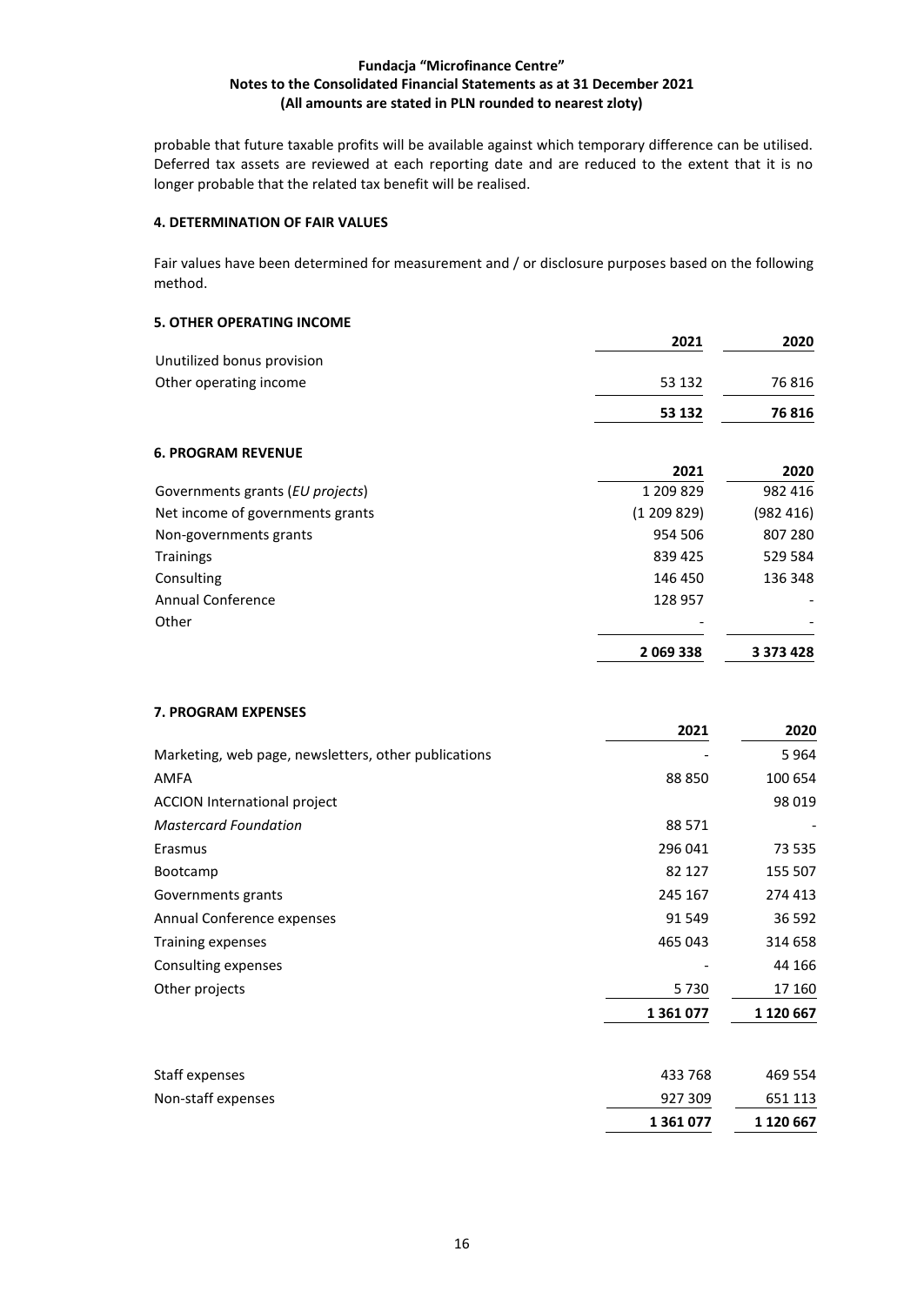probable that future taxable profits will be available against which temporary difference can be utilised. Deferred tax assets are reviewed at each reporting date and are reduced to the extent that it is no longer probable that the related tax benefit will be realised.

### 4. DETERMINATION OF FAIR VALUES

Fair values have been determined for measurement and / or disclosure purposes based on the following method.

### 5. OTHER OPERATING INCOME

| | 2021 | 2020 |
|---|---|---|
| Unutilized bonus provision | | |
| Other operating income | 53 132 | 76 816 |
| | **53 132** | **76 816** |

### 6. PROGRAM REVENUE

| | 2021 | 2020 |
|---|---|---|
| Governments grants (*EU projects*) | 1 209 829 | 982 416 |
| Net income of governments grants | (1 209 829) | (982 416) |
| Non-governments grants | 954 506 | 807 280 |
| Trainings | 839 425 | 529 584 |
| Consulting | 146 450 | 136 348 |
| Annual Conference | 128 957 | - |
| Other | - | - |
| | **2 069 338** | **3 373 428** |

### 7. PROGRAM EXPENSES

| | 2021 | 2020 |
|---|---|---|
| Marketing, web page, newsletters, other publications | - | 5 964 |
| AMFA | 88 850 | 100 654 |
| ACCION International project | | 98 019 |
| *Mastercard Foundation* | 88 571 | - |
| Erasmus | 296 041 | 73 535 |
| Bootcamp | 82 127 | 155 507 |
| Governments grants | 245 167 | 274 413 |
| Annual Conference expenses | 91 549 | 36 592 |
| Training expenses | 465 043 | 314 658 |
| Consulting expenses | - | 44 166 |
| Other projects | 5 730 | 17 160 |
| | **1 361 077** | **1 120 667** |

| | 2021 | 2020 |
|---|---|---|
| Staff expenses | 433 768 | 469 554 |
| Non-staff expenses | 927 309 | 651 113 |
| | **1 361 077** | **1 120 667** |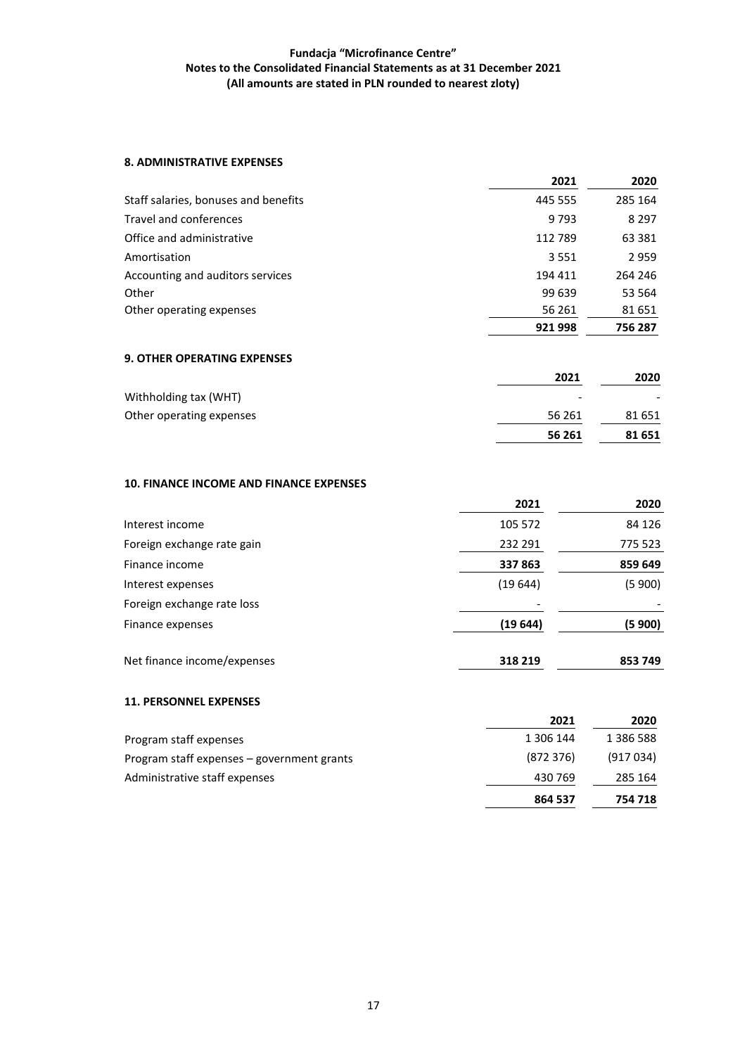## 8. ADMINISTRATIVE EXPENSES

| | 2021 | 2020 |
|---|---|---|
| Staff salaries, bonuses and benefits | 445 555 | 285 164 |
| Travel and conferences | 9 793 | 8 297 |
| Office and administrative | 112 789 | 63 381 |
| Amortisation | 3 551 | 2 959 |
| Accounting and auditors services | 194 411 | 264 246 |
| Other | 99 639 | 53 564 |
| Other operating expenses | 56 261 | 81 651 |
| | **921 998** | **756 287** |

## 9. OTHER OPERATING EXPENSES

| | 2021 | 2020 |
|---|---|---|
| Withholding tax (WHT) | - | - |
| Other operating expenses | 56 261 | 81 651 |
| | **56 261** | **81 651** |

## 10. FINANCE INCOME AND FINANCE EXPENSES

| | 2021 | 2020 |
|---|---|---|
| Interest income | 105 572 | 84 126 |
| Foreign exchange rate gain | 232 291 | 775 523 |
| Finance income | **337 863** | **859 649** |
| Interest expenses | (19 644) | (5 900) |
| Foreign exchange rate loss | - | - |
| Finance expenses | **(19 644)** | **(5 900)** |
| Net finance income/expenses | **318 219** | **853 749** |

## 11. PERSONNEL EXPENSES

| | 2021 | 2020 |
|---|---|---|
| Program staff expenses | 1 306 144 | 1 386 588 |
| Program staff expenses – government grants | (872 376) | (917 034) |
| Administrative staff expenses | 430 769 | 285 164 |
| | **864 537** | **754 718** |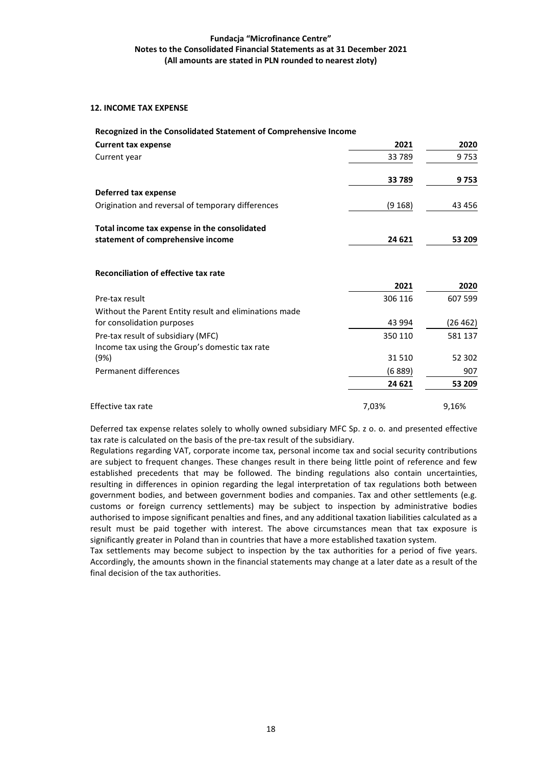## 12. INCOME TAX EXPENSE

**Recognized in the Consolidated Statement of Comprehensive Income**

| **Current tax expense** | **2021** | **2020** |
|---|---|---|
| Current year | 33 789 | 9 753 |
| | **33 789** | **9 753** |
| **Deferred tax expense** | | |
| Origination and reversal of temporary differences | (9 168) | 43 456 |
| **Total income tax expense in the consolidated statement of comprehensive income** | **24 621** | **53 209** |

**Reconciliation of effective tax rate**

| | **2021** | **2020** |
|---|---|---|
| Pre-tax result | 306 116 | 607 599 |
| Without the Parent Entity result and eliminations made for consolidation purposes | 43 994 | (26 462) |
| Pre-tax result of subsidiary (MFC) | 350 110 | 581 137 |
| Income tax using the Group's domestic tax rate (9%) | 31 510 | 52 302 |
| Permanent differences | (6 889) | 907 |
| | **24 621** | **53 209** |
| Effective tax rate | 7,03% | 9,16% |

Deferred tax expense relates solely to wholly owned subsidiary MFC Sp. z o. o. and presented effective tax rate is calculated on the basis of the pre-tax result of the subsidiary.

Regulations regarding VAT, corporate income tax, personal income tax and social security contributions are subject to frequent changes. These changes result in there being little point of reference and few established precedents that may be followed. The binding regulations also contain uncertainties, resulting in differences in opinion regarding the legal interpretation of tax regulations both between government bodies, and between government bodies and companies. Tax and other settlements (e.g. customs or foreign currency settlements) may be subject to inspection by administrative bodies authorised to impose significant penalties and fines, and any additional taxation liabilities calculated as a result must be paid together with interest. The above circumstances mean that tax exposure is significantly greater in Poland than in countries that have a more established taxation system.

Tax settlements may become subject to inspection by the tax authorities for a period of five years. Accordingly, the amounts shown in the financial statements may change at a later date as a result of the final decision of the tax authorities.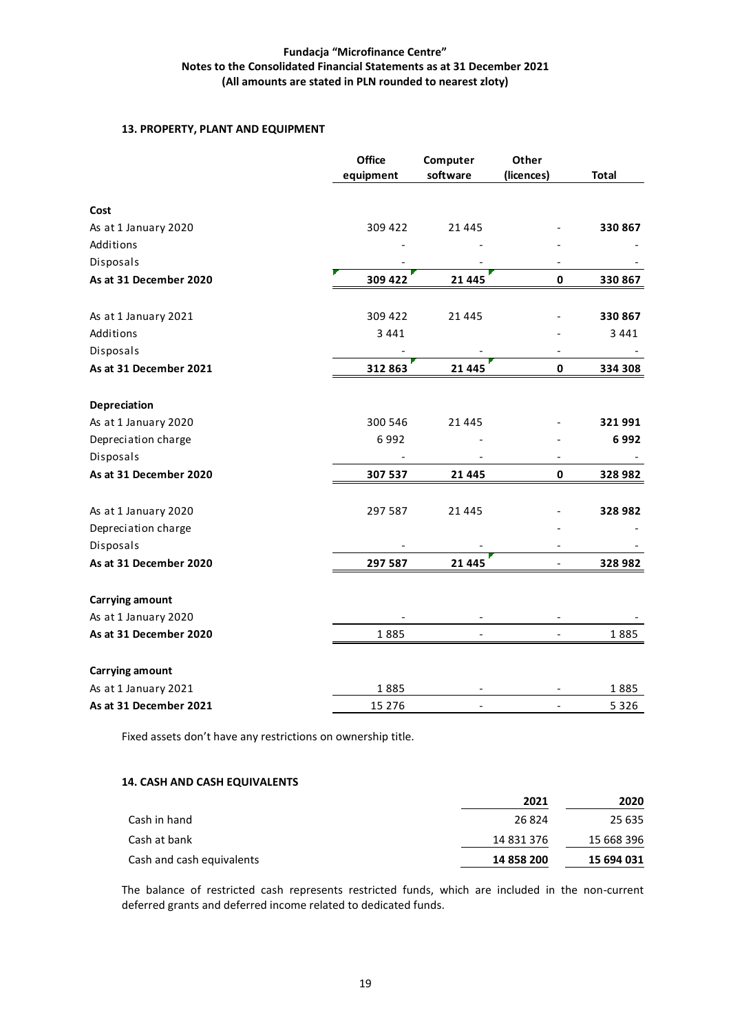**Fundacja "Microfinance Centre"**
**Notes to the Consolidated Financial Statements as at 31 December 2021**
**(All amounts are stated in PLN rounded to nearest zloty)**

### 13. PROPERTY, PLANT AND EQUIPMENT

| | Office equipment | Computer software | Other (licences) | Total |
|---|---|---|---|---|
| **Cost** | | | | |
| As at 1 January 2020 | 309 422 | 21 445 | - | **330 867** |
| Additions | - | - | - | - |
| Disposals | - | - | - | - |
| **As at 31 December 2020** | **309 422** | **21 445** | **0** | **330 867** |
| As at 1 January 2021 | 309 422 | 21 445 | - | **330 867** |
| Additions | 3 441 | | - | 3 441 |
| Disposals | - | - | - | - |
| **As at 31 December 2021** | **312 863** | **21 445** | **0** | **334 308** |
| **Depreciation** | | | | |
| As at 1 January 2020 | 300 546 | 21 445 | - | **321 991** |
| Depreciation charge | 6 992 | - | - | **6 992** |
| Disposals | - | - | - | - |
| **As at 31 December 2020** | **307 537** | **21 445** | **0** | **328 982** |
| As at 1 January 2020 | 297 587 | 21 445 | - | **328 982** |
| Depreciation charge | | | - | - |
| Disposals | - | - | - | - |
| **As at 31 December 2020** | **297 587** | **21 445** | - | **328 982** |
| **Carrying amount** | | | | |
| As at 1 January 2020 | - | - | - | - |
| **As at 31 December 2020** | 1 885 | - | - | 1 885 |
| **Carrying amount** | | | | |
| As at 1 January 2021 | 1 885 | - | - | 1 885 |
| **As at 31 December 2021** | 15 276 | - | - | 5 326 |

Fixed assets don't have any restrictions on ownership title.

### 14. CASH AND CASH EQUIVALENTS

| | 2021 | 2020 |
|---|---|---|
| Cash in hand | 26 824 | 25 635 |
| Cash at bank | 14 831 376 | 15 668 396 |
| Cash and cash equivalents | **14 858 200** | **15 694 031** |

The balance of restricted cash represents restricted funds, which are included in the non-current deferred grants and deferred income related to dedicated funds.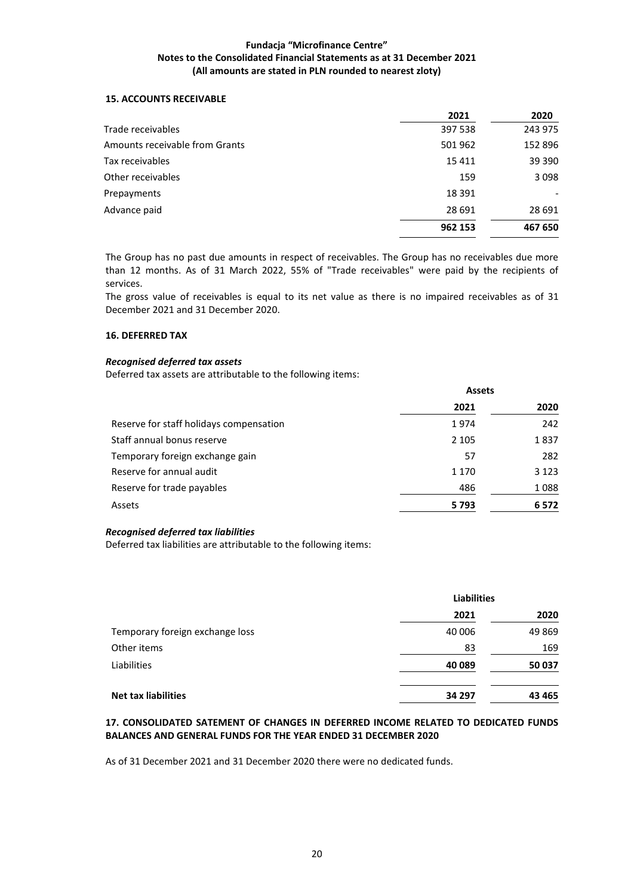#### 15. ACCOUNTS RECEIVABLE

| | 2021 | 2020 |
|---|---|---|
| Trade receivables | 397 538 | 243 975 |
| Amounts receivable from Grants | 501 962 | 152 896 |
| Tax receivables | 15 411 | 39 390 |
| Other receivables | 159 | 3 098 |
| Prepayments | 18 391 | - |
| Advance paid | 28 691 | 28 691 |
| | **962 153** | **467 650** |

The Group has no past due amounts in respect of receivables. The Group has no receivables due more than 12 months. As of 31 March 2022, 55% of "Trade receivables" were paid by the recipients of services.

The gross value of receivables is equal to its net value as there is no impaired receivables as of 31 December 2021 and 31 December 2020.

#### 16. DEFERRED TAX

***Recognised deferred tax assets***

Deferred tax assets are attributable to the following items:

| | Assets | |
|---|---|---|
| | 2021 | 2020 |
| Reserve for staff holidays compensation | 1 974 | 242 |
| Staff annual bonus reserve | 2 105 | 1 837 |
| Temporary foreign exchange gain | 57 | 282 |
| Reserve for annual audit | 1 170 | 3 123 |
| Reserve for trade payables | 486 | 1 088 |
| Assets | **5 793** | **6 572** |

***Recognised deferred tax liabilities***

Deferred tax liabilities are attributable to the following items:

| | Liabilities | |
|---|---|---|
| | 2021 | 2020 |
| Temporary foreign exchange loss | 40 006 | 49 869 |
| Other items | 83 | 169 |
| Liabilities | **40 089** | **50 037** |
| | | |
| **Net tax liabilities** | **34 297** | **43 465** |

#### 17. CONSOLIDATED SATEMENT OF CHANGES IN DEFERRED INCOME RELATED TO DEDICATED FUNDS BALANCES AND GENERAL FUNDS FOR THE YEAR ENDED 31 DECEMBER 2020

As of 31 December 2021 and 31 December 2020 there were no dedicated funds.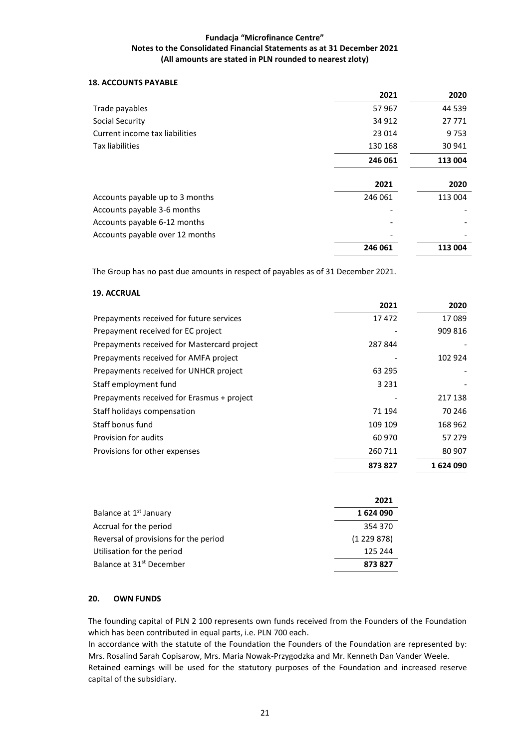### 18. ACCOUNTS PAYABLE

| | 2021 | 2020 |
|---|---|---|
| Trade payables | 57 967 | 44 539 |
| Social Security | 34 912 | 27 771 |
| Current income tax liabilities | 23 014 | 9 753 |
| Tax liabilities | 130 168 | 30 941 |
| | **246 061** | **113 004** |

| | 2021 | 2020 |
|---|---|---|
| Accounts payable up to 3 months | 246 061 | 113 004 |
| Accounts payable 3-6 months | - | - |
| Accounts payable 6-12 months | - | - |
| Accounts payable over 12 months | - | - |
| | **246 061** | **113 004** |

The Group has no past due amounts in respect of payables as of 31 December 2021.

### 19. ACCRUAL

| | 2021 | 2020 |
|---|---|---|
| Prepayments received for future services | 17 472 | 17 089 |
| Prepayment received for EC project | - | 909 816 |
| Prepayments received for Mastercard project | 287 844 | - |
| Prepayments received for AMFA project | - | 102 924 |
| Prepayments received for UNHCR project | 63 295 | - |
| Staff employment fund | 3 231 | - |
| Prepayments received for Erasmus + project | - | 217 138 |
| Staff holidays compensation | 71 194 | 70 246 |
| Staff bonus fund | 109 109 | 168 962 |
| Provision for audits | 60 970 | 57 279 |
| Provisions for other expenses | 260 711 | 80 907 |
| | **873 827** | **1 624 090** |

| | 2021 |
|---|---|
| Balance at 1st January | **1 624 090** |
| Accrual for the period | 354 370 |
| Reversal of provisions for the period | (1 229 878) |
| Utilisation for the period | 125 244 |
| Balance at 31st December | **873 827** |

### 20. OWN FUNDS

The founding capital of PLN 2 100 represents own funds received from the Founders of the Foundation which has been contributed in equal parts, i.e. PLN 700 each.

In accordance with the statute of the Foundation the Founders of the Foundation are represented by: Mrs. Rosalind Sarah Copisarow, Mrs. Maria Nowak-Przygodzka and Mr. Kenneth Dan Vander Weele.

Retained earnings will be used for the statutory purposes of the Foundation and increased reserve capital of the subsidiary.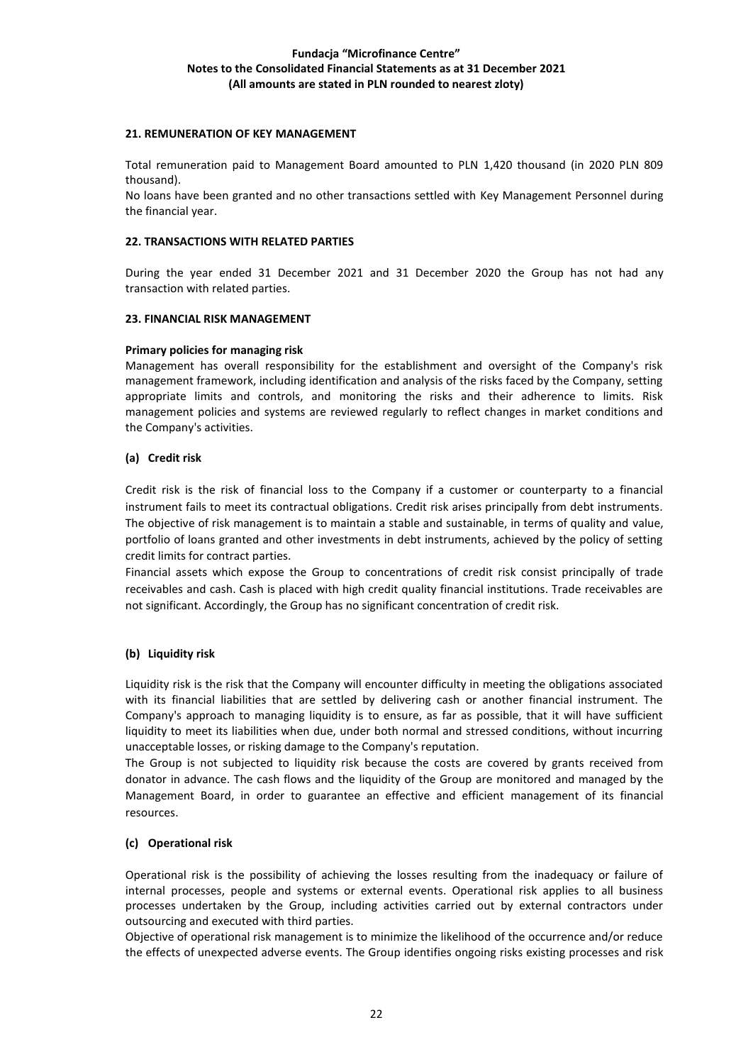## 21. REMUNERATION OF KEY MANAGEMENT

Total remuneration paid to Management Board amounted to PLN 1,420 thousand (in 2020 PLN 809 thousand).

No loans have been granted and no other transactions settled with Key Management Personnel during the financial year.

## 22. TRANSACTIONS WITH RELATED PARTIES

During the year ended 31 December 2021 and 31 December 2020 the Group has not had any transaction with related parties.

## 23. FINANCIAL RISK MANAGEMENT

### Primary policies for managing risk

Management has overall responsibility for the establishment and oversight of the Company's risk management framework, including identification and analysis of the risks faced by the Company, setting appropriate limits and controls, and monitoring the risks and their adherence to limits. Risk management policies and systems are reviewed regularly to reflect changes in market conditions and the Company's activities.

### (a) Credit risk

Credit risk is the risk of financial loss to the Company if a customer or counterparty to a financial instrument fails to meet its contractual obligations. Credit risk arises principally from debt instruments. The objective of risk management is to maintain a stable and sustainable, in terms of quality and value, portfolio of loans granted and other investments in debt instruments, achieved by the policy of setting credit limits for contract parties.

Financial assets which expose the Group to concentrations of credit risk consist principally of trade receivables and cash. Cash is placed with high credit quality financial institutions. Trade receivables are not significant. Accordingly, the Group has no significant concentration of credit risk.

### (b) Liquidity risk

Liquidity risk is the risk that the Company will encounter difficulty in meeting the obligations associated with its financial liabilities that are settled by delivering cash or another financial instrument. The Company's approach to managing liquidity is to ensure, as far as possible, that it will have sufficient liquidity to meet its liabilities when due, under both normal and stressed conditions, without incurring unacceptable losses, or risking damage to the Company's reputation.

The Group is not subjected to liquidity risk because the costs are covered by grants received from donator in advance. The cash flows and the liquidity of the Group are monitored and managed by the Management Board, in order to guarantee an effective and efficient management of its financial resources.

### (c) Operational risk

Operational risk is the possibility of achieving the losses resulting from the inadequacy or failure of internal processes, people and systems or external events. Operational risk applies to all business processes undertaken by the Group, including activities carried out by external contractors under outsourcing and executed with third parties.

Objective of operational risk management is to minimize the likelihood of the occurrence and/or reduce the effects of unexpected adverse events. The Group identifies ongoing risks existing processes and risk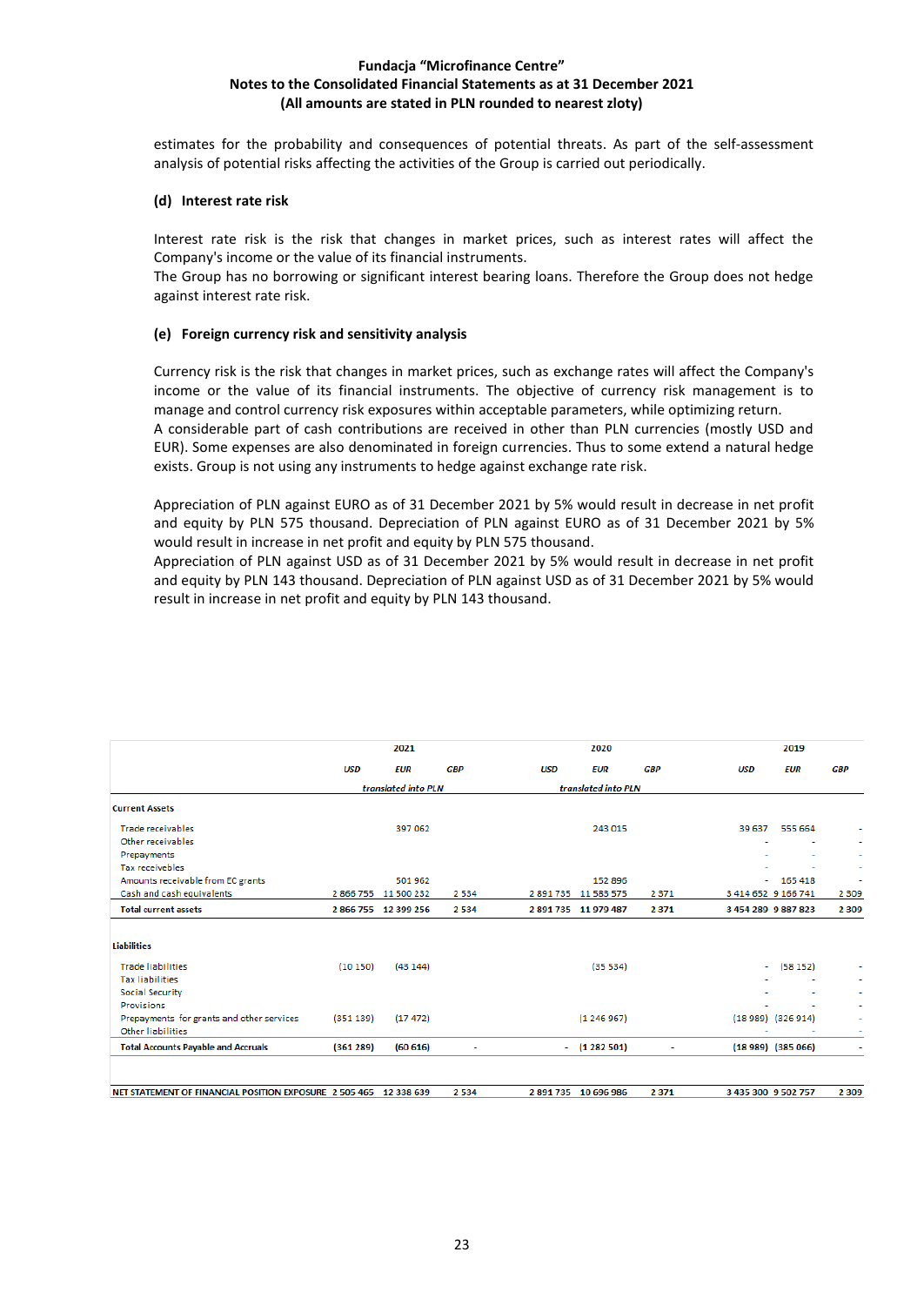estimates for the probability and consequences of potential threats. As part of the self-assessment analysis of potential risks affecting the activities of the Group is carried out periodically.

**(d) Interest rate risk**

Interest rate risk is the risk that changes in market prices, such as interest rates will affect the Company's income or the value of its financial instruments.
The Group has no borrowing or significant interest bearing loans. Therefore the Group does not hedge against interest rate risk.

**(e) Foreign currency risk and sensitivity analysis**

Currency risk is the risk that changes in market prices, such as exchange rates will affect the Company's income or the value of its financial instruments. The objective of currency risk management is to manage and control currency risk exposures within acceptable parameters, while optimizing return.
A considerable part of cash contributions are received in other than PLN currencies (mostly USD and EUR). Some expenses are also denominated in foreign currencies. Thus to some extend a natural hedge exists. Group is not using any instruments to hedge against exchange rate risk.

Appreciation of PLN against EURO as of 31 December 2021 by 5% would result in decrease in net profit and equity by PLN 575 thousand. Depreciation of PLN against EURO as of 31 December 2021 by 5% would result in increase in net profit and equity by PLN 575 thousand.
Appreciation of PLN against USD as of 31 December 2021 by 5% would result in decrease in net profit and equity by PLN 143 thousand. Depreciation of PLN against USD as of 31 December 2021 by 5% would result in increase in net profit and equity by PLN 143 thousand.

| | 2021 | | | 2020 | | | 2019 | | |
|---|---|---|---|---|---|---|---|---|---|
| | USD | EUR | GBP | USD | EUR | GBP | USD | EUR | GBP |
| | translated into PLN | | | translated into PLN | | | | | |
| **Current Assets** | | | | | | | | | |
| Trade receivables | | 397 062 | | | 243 015 | | 39 637 | 555 664 | - |
| Other receivables | | | | | | | - | - | - |
| Prepayments | | | | | | | - | - | - |
| Tax receivebles | | | | | | | - | - | - |
| Amounts receivable from EC grants | | 501 962 | | | 152 896 | | - | 165 418 | - |
| Cash and cash equivalents | 2 866 755 | 11 500 232 | 2 534 | 2 891 735 | 11 583 575 | 2 371 | 3 414 652 | 9 166 741 | 2 309 |
| **Total current assets** | **2 866 755** | **12 399 256** | **2 534** | **2 891 735** | **11 979 487** | **2 371** | **3 454 289** | **9 887 823** | **2 309** |
| **Liabilities** | | | | | | | | | |
| Trade liabilities | (10 150) | (43 144) | | | (35 534) | | - | (58 152) | - |
| Tax liabilities | | | | | | | - | - | - |
| Social Security | | | | | | | - | - | - |
| Provisions | | | | | | | - | - | - |
| Prepayments for grants and other services | (351 139) | (17 472) | | | (1 246 967) | | (18 989) | (326 914) | - |
| Other liabilities | | | | | | | - | - | - |
| **Total Accounts Payable and Accruals** | **(361 289)** | **(60 616)** | - | - | **(1 282 501)** | - | **(18 989)** | **(385 066)** | - |
| **NET STATEMENT OF FINANCIAL POSITION EXPOSURE** | **2 505 465** | **12 338 639** | **2 534** | **2 891 735** | **10 696 986** | **2 371** | **3 435 300** | **9 502 757** | **2 309** |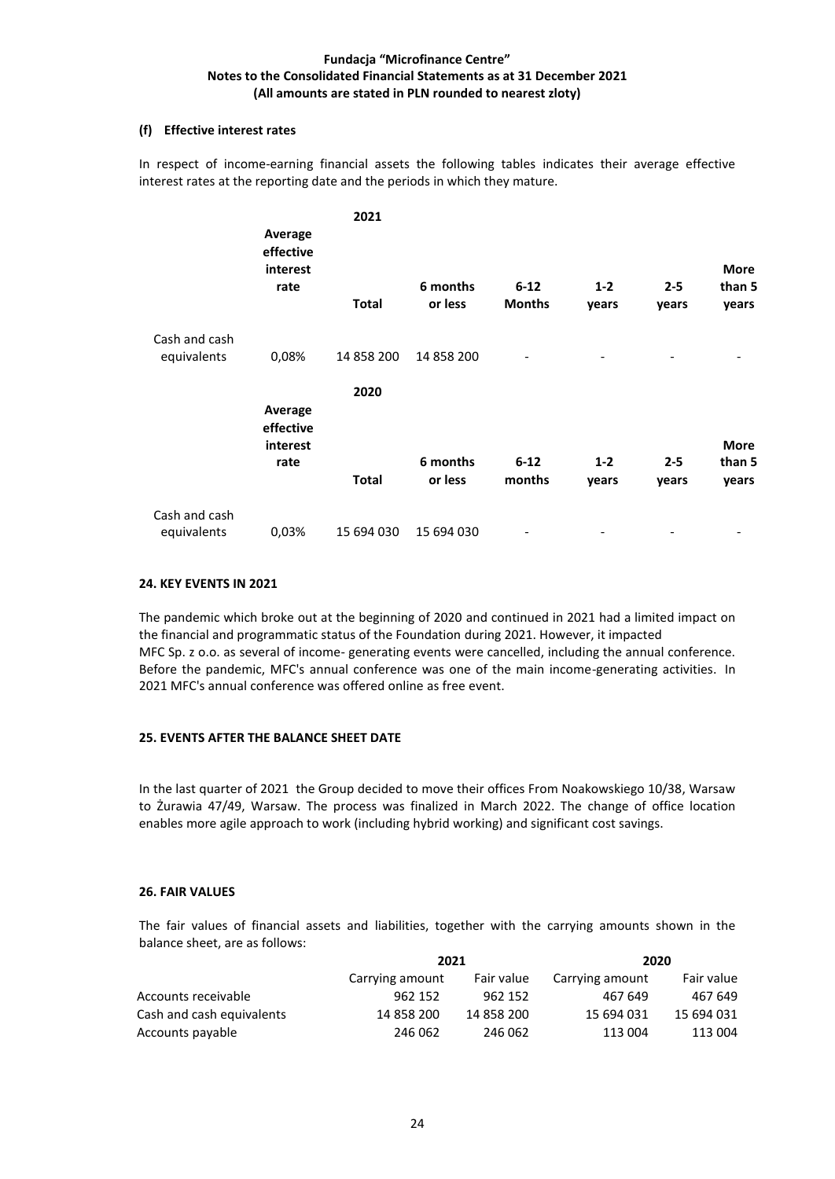### (f) Effective interest rates

In respect of income-earning financial assets the following tables indicates their average effective interest rates at the reporting date and the periods in which they mature.

**2021**

| | Average effective interest rate | Total | 6 months or less | 6-12 Months | 1-2 years | 2-5 years | More than 5 years |
|---|---|---|---|---|---|---|---|
| Cash and cash equivalents | 0,08% | 14 858 200 | 14 858 200 | - | - | - | - |

**2020**

| | Average effective interest rate | Total | 6 months or less | 6-12 months | 1-2 years | 2-5 years | More than 5 years |
|---|---|---|---|---|---|---|---|
| Cash and cash equivalents | 0,03% | 15 694 030 | 15 694 030 | - | - | - | - |

### 24. KEY EVENTS IN 2021

The pandemic which broke out at the beginning of 2020 and continued in 2021 had a limited impact on the financial and programmatic status of the Foundation during 2021. However, it impacted MFC Sp. z o.o. as several of income- generating events were cancelled, including the annual conference. Before the pandemic, MFC's annual conference was one of the main income-generating activities. In 2021 MFC's annual conference was offered online as free event.

### 25. EVENTS AFTER THE BALANCE SHEET DATE

In the last quarter of 2021 the Group decided to move their offices From Noakowskiego 10/38, Warsaw to Żurawia 47/49, Warsaw. The process was finalized in March 2022. The change of office location enables more agile approach to work (including hybrid working) and significant cost savings.

### 26. FAIR VALUES

The fair values of financial assets and liabilities, together with the carrying amounts shown in the balance sheet, are as follows:

| | 2021 | | 2020 | |
|---|---|---|---|---|
| | Carrying amount | Fair value | Carrying amount | Fair value |
| Accounts receivable | 962 152 | 962 152 | 467 649 | 467 649 |
| Cash and cash equivalents | 14 858 200 | 14 858 200 | 15 694 031 | 15 694 031 |
| Accounts payable | 246 062 | 246 062 | 113 004 | 113 004 |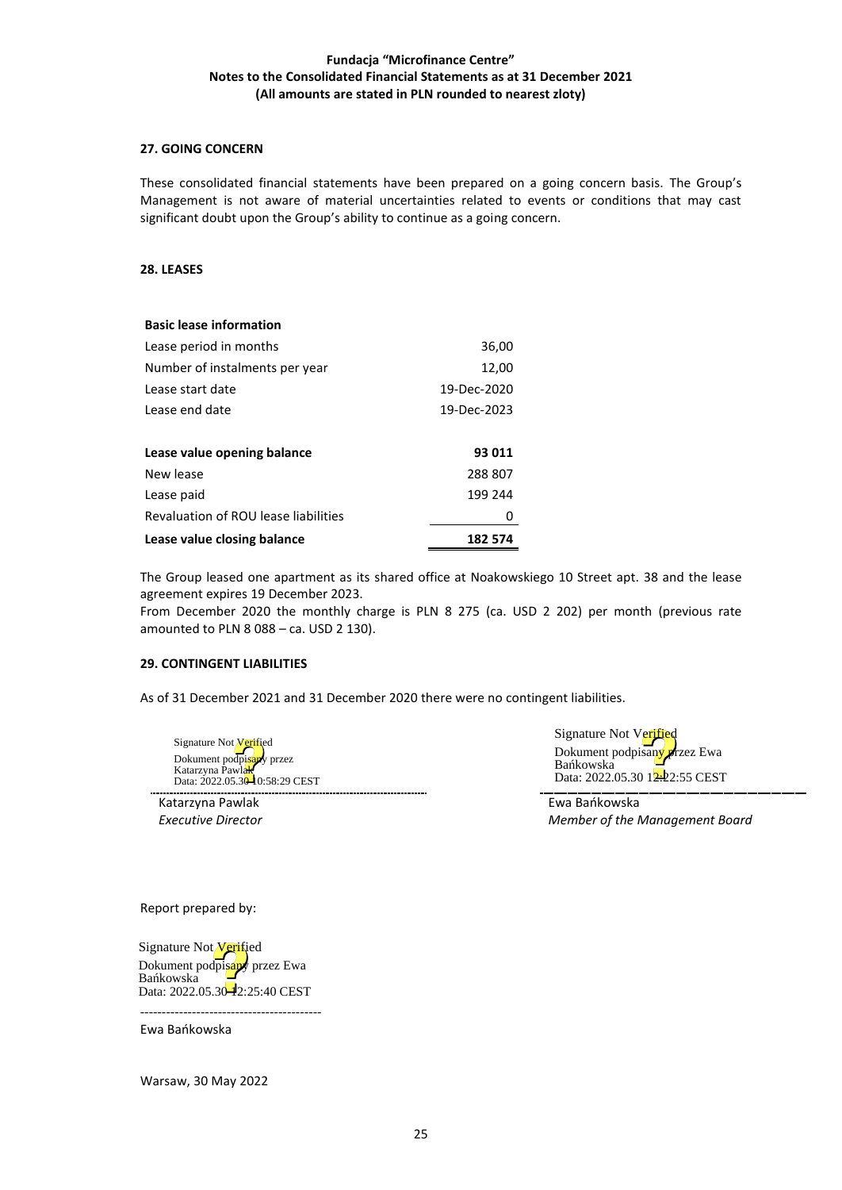## 27. GOING CONCERN

These consolidated financial statements have been prepared on a going concern basis. The Group's Management is not aware of material uncertainties related to events or conditions that may cast significant doubt upon the Group's ability to continue as a going concern.

## 28. LEASES

| | |
|---|---|
| **Basic lease information** | |
| Lease period in months | 36,00 |
| Number of instalments per year | 12,00 |
| Lease start date | 19-Dec-2020 |
| Lease end date | 19-Dec-2023 |
| | |
| **Lease value opening balance** | **93 011** |
| New lease | 288 807 |
| Lease paid | 199 244 |
| Revaluation of ROU lease liabilities | 0 |
| **Lease value closing balance** | **182 574** |

The Group leased one apartment as its shared office at Noakowskiego 10 Street apt. 38 and the lease agreement expires 19 December 2023.
From December 2020 the monthly charge is PLN 8 275 (ca. USD 2 202) per month (previous rate amounted to PLN 8 088 – ca. USD 2 130).

## 29. CONTINGENT LIABILITIES

As of 31 December 2021 and 31 December 2020 there were no contingent liabilities.

Signature Not Verified
Dokument podpisany przez Katarzyna Pawlak
Data: 2022.05.30 10:58:29 CEST

Katarzyna Pawlak
*Executive Director*

Signature Not Verified
Dokument podpisany przez Ewa Bańkowska
Data: 2022.05.30 12:22:55 CEST

Ewa Bańkowska
*Member of the Management Board*

Report prepared by:

Signature Not Verified
Dokument podpisany przez Ewa Bańkowska
Data: 2022.05.30 12:25:40 CEST

Ewa Bańkowska

Warsaw, 30 May 2022